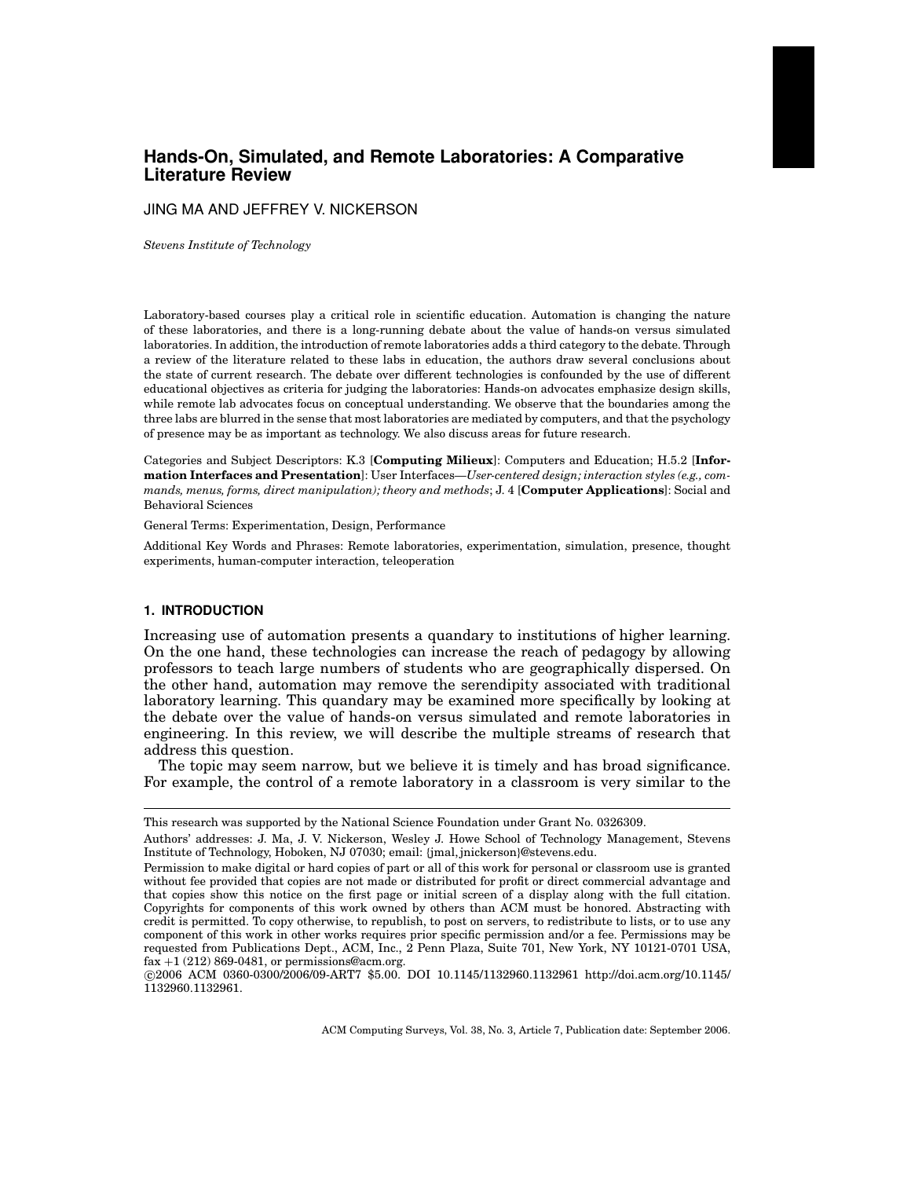# Hands-On, Simulated, and Remote Laboratories: A Comparative Literature Review

JING MA AND JEFFREY V. NICKERSON

*Stevens Institute of Technology*

Laboratory-based courses play a critical role in scientific education. Automation is changing the nature of these laboratories, and there is a long-running debate about the value of hands-on versus simulated laboratories. In addition, the introduction of remote laboratories adds a third category to the debate. Through a review of the literature related to these labs in education, the authors draw several conclusions about the state of current research. The debate over different technologies is confounded by the use of different educational objectives as criteria for judging the laboratories: Hands-on advocates emphasize design skills, while remote lab advocates focus on conceptual understanding. We observe that the boundaries among the three labs are blurred in the sense that most laboratories are mediated by computers, and that the psychology of presence may be as important as technology. We also discuss areas for future research.

Categories and Subject Descriptors: K.3 [**Computing Milieux**]: Computers and Education; H.5.2 [**Information Interfaces and Presentation**]: User Interfaces—*User-centered design; interaction styles (e.g., commands, menus, forms, direct manipulation); theory and methods*; J. 4 [**Computer Applications**]: Social and Behavioral Sciences

General Terms: Experimentation, Design, Performance

Additional Key Words and Phrases: Remote laboratories, experimentation, simulation, presence, thought experiments, human-computer interaction, teleoperation

## 1. INTRODUCTION

Increasing use of automation presents a quandary to institutions of higher learning. On the one hand, these technologies can increase the reach of pedagogy by allowing professors to teach large numbers of students who are geographically dispersed. On the other hand, automation may remove the serendipity associated with traditional laboratory learning. This quandary may be examined more specifically by looking at the debate over the value of hands-on versus simulated and remote laboratories in engineering. In this review, we will describe the multiple streams of research that address this question.

The topic may seem narrow, but we believe it is timely and has broad significance. For example, the control of a remote laboratory in a classroom is very similar to the

---

This research was supported by the National Science Foundation under Grant No. 0326309.

Authors' addresses: J. Ma, J. V. Nickerson, Wesley J. Howe School of Technology Management, Stevens Institute of Technology, Hoboken, NJ 07030; email: {jmal,jnickerson}@stevens.edu.

Permission to make digital or hard copies of part or all of this work for personal or classroom use is granted without fee provided that copies are not made or distributed for profit or direct commercial advantage and that copies show this notice on the first page or initial screen of a display along with the full citation. Copyrights for components of this work owned by others than ACM must be honored. Abstracting with credit is permitted. To copy otherwise, to republish, to post on servers, to redistribute to lists, or to use any component of this work in other works requires prior specific permission and/or a fee. Permissions may be requested from Publications Dept., ACM, Inc., 2 Penn Plaza, Suite 701, New York, NY 10121-0701 USA, fax +1 (212) 869-0481, or permissions@acm.org.

©2006 ACM 0360-0300/2006/09-ART7 $5.00. DOI 10.1145/1132960.1132961 http://doi.acm.org/10.1145/1132960.1132961.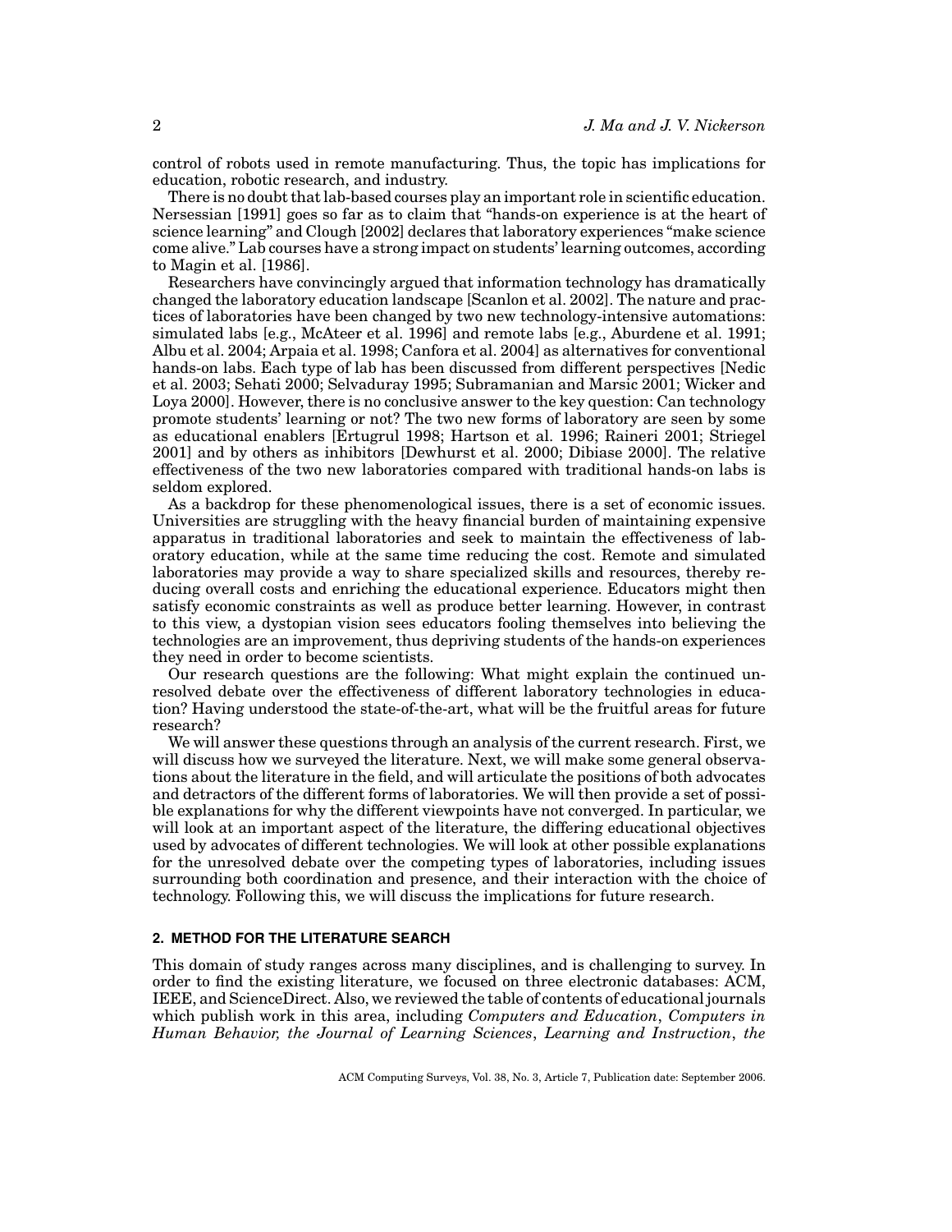control of robots used in remote manufacturing. Thus, the topic has implications for education, robotic research, and industry.

There is no doubt that lab-based courses play an important role in scientific education. Nersessian [1991] goes so far as to claim that "hands-on experience is at the heart of science learning" and Clough [2002] declares that laboratory experiences "make science come alive." Lab courses have a strong impact on students' learning outcomes, according to Magin et al. [1986].

Researchers have convincingly argued that information technology has dramatically changed the laboratory education landscape [Scanlon et al. 2002]. The nature and practices of laboratories have been changed by two new technology-intensive automations: simulated labs [e.g., McAteer et al. 1996] and remote labs [e.g., Aburdene et al. 1991; Albu et al. 2004; Arpaia et al. 1998; Canfora et al. 2004] as alternatives for conventional hands-on labs. Each type of lab has been discussed from different perspectives [Nedic et al. 2003; Sehati 2000; Selvaduray 1995; Subramanian and Marsic 2001; Wicker and Loya 2000]. However, there is no conclusive answer to the key question: Can technology promote students' learning or not? The two new forms of laboratory are seen by some as educational enablers [Ertugrul 1998; Hartson et al. 1996; Raineri 2001; Striegel 2001] and by others as inhibitors [Dewhurst et al. 2000; Dibiase 2000]. The relative effectiveness of the two new laboratories compared with traditional hands-on labs is seldom explored.

As a backdrop for these phenomenological issues, there is a set of economic issues. Universities are struggling with the heavy financial burden of maintaining expensive apparatus in traditional laboratories and seek to maintain the effectiveness of laboratory education, while at the same time reducing the cost. Remote and simulated laboratories may provide a way to share specialized skills and resources, thereby reducing overall costs and enriching the educational experience. Educators might then satisfy economic constraints as well as produce better learning. However, in contrast to this view, a dystopian vision sees educators fooling themselves into believing the technologies are an improvement, thus depriving students of the hands-on experiences they need in order to become scientists.

Our research questions are the following: What might explain the continued unresolved debate over the effectiveness of different laboratory technologies in education? Having understood the state-of-the-art, what will be the fruitful areas for future research?

We will answer these questions through an analysis of the current research. First, we will discuss how we surveyed the literature. Next, we will make some general observations about the literature in the field, and will articulate the positions of both advocates and detractors of the different forms of laboratories. We will then provide a set of possible explanations for why the different viewpoints have not converged. In particular, we will look at an important aspect of the literature, the differing educational objectives used by advocates of different technologies. We will look at other possible explanations for the unresolved debate over the competing types of laboratories, including issues surrounding both coordination and presence, and their interaction with the choice of technology. Following this, we will discuss the implications for future research.

## 2. METHOD FOR THE LITERATURE SEARCH

This domain of study ranges across many disciplines, and is challenging to survey. In order to find the existing literature, we focused on three electronic databases: ACM, IEEE, and ScienceDirect. Also, we reviewed the table of contents of educational journals which publish work in this area, including *Computers and Education*, *Computers in Human Behavior, the Journal of Learning Sciences*, *Learning and Instruction*, *the*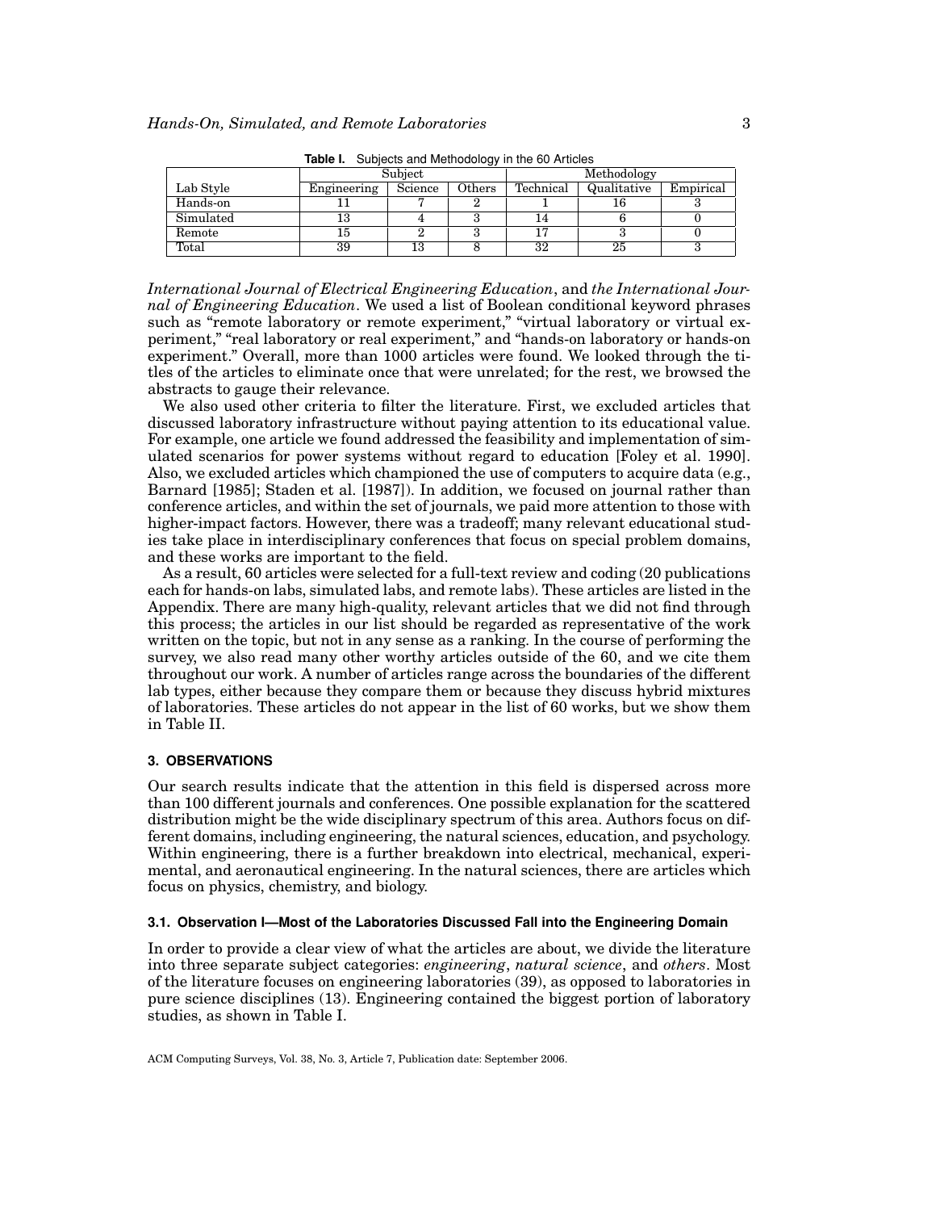**Table I.** Subjects and Methodology in the 60 Articles

| | Subject | | | Methodology | | |
|---|---|---|---|---|---|---|
| Lab Style | Engineering | Science | Others | Technical | Qualitative | Empirical |
| Hands-on | 11 | 7 | 2 | 1 | 16 | 3 |
| Simulated | 13 | 4 | 3 | 14 | 6 | 0 |
| Remote | 15 | 2 | 3 | 17 | 3 | 0 |
| Total | 39 | 13 | 8 | 32 | 25 | 3 |

*International Journal of Electrical Engineering Education*, and *the International Journal of Engineering Education*. We used a list of Boolean conditional keyword phrases such as "remote laboratory or remote experiment," "virtual laboratory or virtual experiment," "real laboratory or real experiment," and "hands-on laboratory or hands-on experiment." Overall, more than 1000 articles were found. We looked through the titles of the articles to eliminate once that were unrelated; for the rest, we browsed the abstracts to gauge their relevance.

We also used other criteria to filter the literature. First, we excluded articles that discussed laboratory infrastructure without paying attention to its educational value. For example, one article we found addressed the feasibility and implementation of simulated scenarios for power systems without regard to education [Foley et al. 1990]. Also, we excluded articles which championed the use of computers to acquire data (e.g., Barnard [1985]; Staden et al. [1987]). In addition, we focused on journal rather than conference articles, and within the set of journals, we paid more attention to those with higher-impact factors. However, there was a tradeoff; many relevant educational studies take place in interdisciplinary conferences that focus on special problem domains, and these works are important to the field.

As a result, 60 articles were selected for a full-text review and coding (20 publications each for hands-on labs, simulated labs, and remote labs). These articles are listed in the Appendix. There are many high-quality, relevant articles that we did not find through this process; the articles in our list should be regarded as representative of the work written on the topic, but not in any sense as a ranking. In the course of performing the survey, we also read many other worthy articles outside of the 60, and we cite them throughout our work. A number of articles range across the boundaries of the different lab types, either because they compare them or because they discuss hybrid mixtures of laboratories. These articles do not appear in the list of 60 works, but we show them in Table II.

## 3. OBSERVATIONS

Our search results indicate that the attention in this field is dispersed across more than 100 different journals and conferences. One possible explanation for the scattered distribution might be the wide disciplinary spectrum of this area. Authors focus on different domains, including engineering, the natural sciences, education, and psychology. Within engineering, there is a further breakdown into electrical, mechanical, experimental, and aeronautical engineering. In the natural sciences, there are articles which focus on physics, chemistry, and biology.

### 3.1. Observation I—Most of the Laboratories Discussed Fall into the Engineering Domain

In order to provide a clear view of what the articles are about, we divide the literature into three separate subject categories: *engineering*, *natural science*, and *others*. Most of the literature focuses on engineering laboratories (39), as opposed to laboratories in pure science disciplines (13). Engineering contained the biggest portion of laboratory studies, as shown in Table I.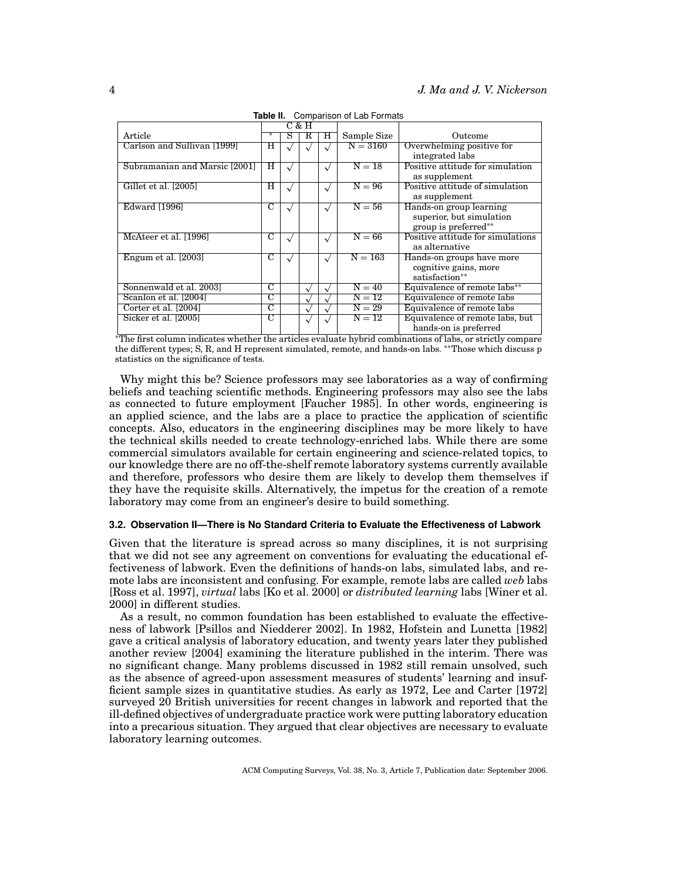**Table II.** Comparison of Lab Formats

| Article | C & H | | | | Sample Size | Outcome |
|---|---|---|---|---|---|---|
| | * | S | R | H | | |
| Carlson and Sullivan [1999] | H | √ | √ | √ | N = 3160 | Overwhelming positive for integrated labs |
| Subramanian and Marsic [2001] | H | √ | | √ | N = 18 | Positive attitude for simulation as supplement |
| Gillet et al. [2005] | H | √ | | √ | N = 96 | Positive attitude of simulation as supplement |
| Edward [1996] | C | √ | | √ | N = 56 | Hands-on group learning superior, but simulation group is preferred** |
| McAteer et al. [1996] | C | √ | | √ | N = 66 | Positive attitude for simulations as alternative |
| Engum et al. [2003] | C | √ | | √ | N = 163 | Hands-on groups have more cognitive gains, more satisfaction** |
| Sonnenwald et al. 2003] | C | | √ | √ | N = 40 | Equivalence of remote labs** |
| Scanlon et al. [2004] | C | | √ | √ | N = 12 | Equivalence of remote labs |
| Corter et al. [2004] | C | | √ | √ | N = 29 | Equivalence of remote labs |
| Sicker et al. [2005] | C | | √ | √ | N = 12 | Equivalence of remote labs, but hands-on is preferred |

*The first column indicates whether the articles evaluate hybrid combinations of labs, or strictly compare the different types; S, R, and H represent simulated, remote, and hands-on labs. **Those which discuss p statistics on the significance of tests.

Why might this be? Science professors may see laboratories as a way of confirming beliefs and teaching scientific methods. Engineering professors may also see the labs as connected to future employment [Faucher 1985]. In other words, engineering is an applied science, and the labs are a place to practice the application of scientific concepts. Also, educators in the engineering disciplines may be more likely to have the technical skills needed to create technology-enriched labs. While there are some commercial simulators available for certain engineering and science-related topics, to our knowledge there are no off-the-shelf remote laboratory systems currently available and therefore, professors who desire them are likely to develop them themselves if they have the requisite skills. Alternatively, the impetus for the creation of a remote laboratory may come from an engineer's desire to build something.

### 3.2. Observation II—There is No Standard Criteria to Evaluate the Effectiveness of Labwork

Given that the literature is spread across so many disciplines, it is not surprising that we did not see any agreement on conventions for evaluating the educational effectiveness of labwork. Even the definitions of hands-on labs, simulated labs, and remote labs are inconsistent and confusing. For example, remote labs are called *web* labs [Ross et al. 1997], *virtual* labs [Ko et al. 2000] or *distributed learning* labs [Winer et al. 2000] in different studies.

As a result, no common foundation has been established to evaluate the effectiveness of labwork [Psillos and Niedderer 2002]. In 1982, Hofstein and Lunetta [1982] gave a critical analysis of laboratory education, and twenty years later they published another review [2004] examining the literature published in the interim. There was no significant change. Many problems discussed in 1982 still remain unsolved, such as the absence of agreed-upon assessment measures of students' learning and insufficient sample sizes in quantitative studies. As early as 1972, Lee and Carter [1972] surveyed 20 British universities for recent changes in labwork and reported that the ill-defined objectives of undergraduate practice work were putting laboratory education into a precarious situation. They argued that clear objectives are necessary to evaluate laboratory learning outcomes.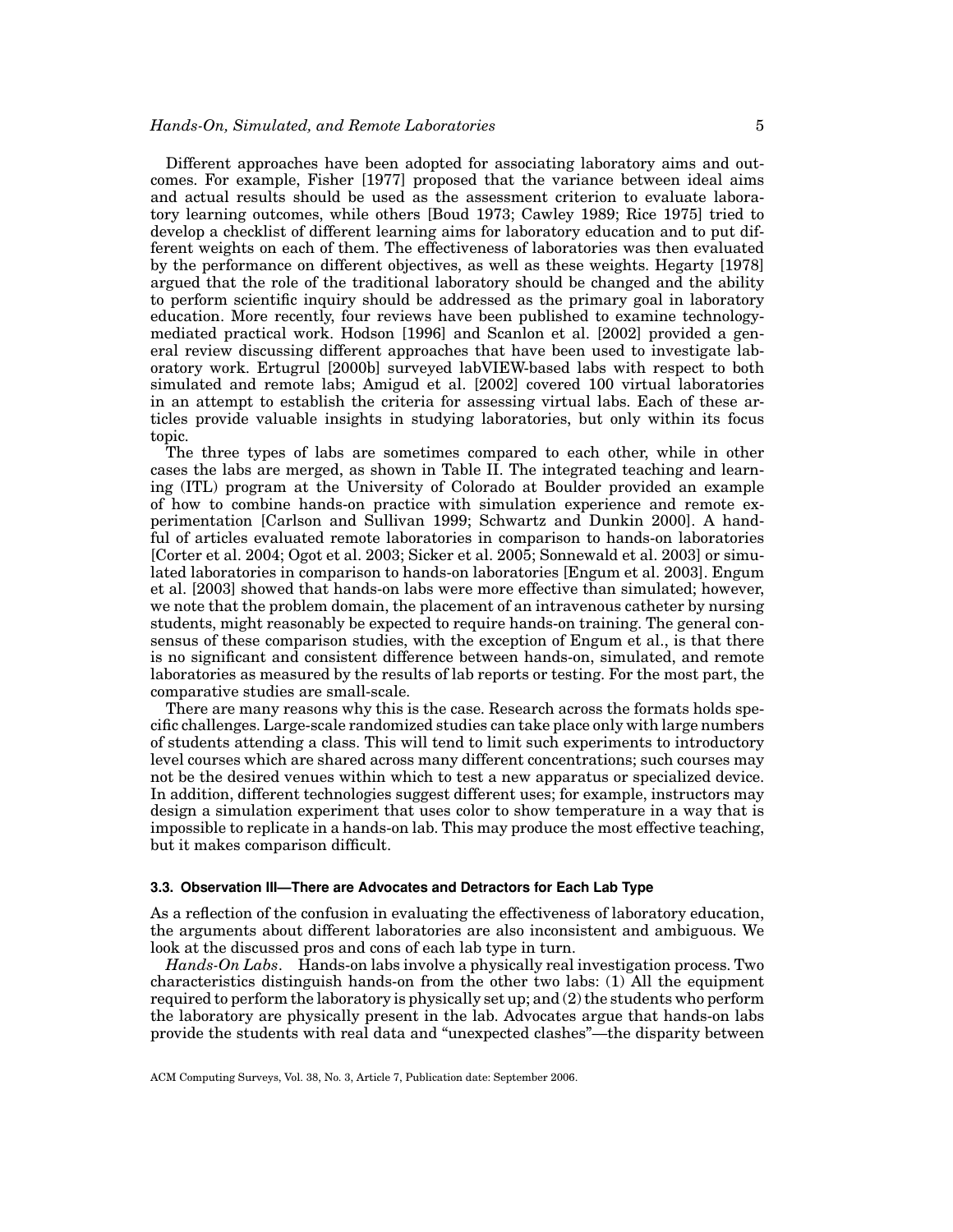Different approaches have been adopted for associating laboratory aims and outcomes. For example, Fisher [1977] proposed that the variance between ideal aims and actual results should be used as the assessment criterion to evaluate laboratory learning outcomes, while others [Boud 1973; Cawley 1989; Rice 1975] tried to develop a checklist of different learning aims for laboratory education and to put different weights on each of them. The effectiveness of laboratories was then evaluated by the performance on different objectives, as well as these weights. Hegarty [1978] argued that the role of the traditional laboratory should be changed and the ability to perform scientific inquiry should be addressed as the primary goal in laboratory education. More recently, four reviews have been published to examine technology-mediated practical work. Hodson [1996] and Scanlon et al. [2002] provided a general review discussing different approaches that have been used to investigate laboratory work. Ertugrul [2000b] surveyed labVIEW-based labs with respect to both simulated and remote labs; Amigud et al. [2002] covered 100 virtual laboratories in an attempt to establish the criteria for assessing virtual labs. Each of these articles provide valuable insights in studying laboratories, but only within its focus topic.

The three types of labs are sometimes compared to each other, while in other cases the labs are merged, as shown in Table II. The integrated teaching and learning (ITL) program at the University of Colorado at Boulder provided an example of how to combine hands-on practice with simulation experience and remote experimentation [Carlson and Sullivan 1999; Schwartz and Dunkin 2000]. A handful of articles evaluated remote laboratories in comparison to hands-on laboratories [Corter et al. 2004; Ogot et al. 2003; Sicker et al. 2005; Sonnewald et al. 2003] or simulated laboratories in comparison to hands-on laboratories [Engum et al. 2003]. Engum et al. [2003] showed that hands-on labs were more effective than simulated; however, we note that the problem domain, the placement of an intravenous catheter by nursing students, might reasonably be expected to require hands-on training. The general consensus of these comparison studies, with the exception of Engum et al., is that there is no significant and consistent difference between hands-on, simulated, and remote laboratories as measured by the results of lab reports or testing. For the most part, the comparative studies are small-scale.

There are many reasons why this is the case. Research across the formats holds specific challenges. Large-scale randomized studies can take place only with large numbers of students attending a class. This will tend to limit such experiments to introductory level courses which are shared across many different concentrations; such courses may not be the desired venues within which to test a new apparatus or specialized device. In addition, different technologies suggest different uses; for example, instructors may design a simulation experiment that uses color to show temperature in a way that is impossible to replicate in a hands-on lab. This may produce the most effective teaching, but it makes comparison difficult.

### 3.3. Observation III—There are Advocates and Detractors for Each Lab Type

As a reflection of the confusion in evaluating the effectiveness of laboratory education, the arguments about different laboratories are also inconsistent and ambiguous. We look at the discussed pros and cons of each lab type in turn.

*Hands-On Labs*. Hands-on labs involve a physically real investigation process. Two characteristics distinguish hands-on from the other two labs: (1) All the equipment required to perform the laboratory is physically set up; and (2) the students who perform the laboratory are physically present in the lab. Advocates argue that hands-on labs provide the students with real data and "unexpected clashes"—the disparity between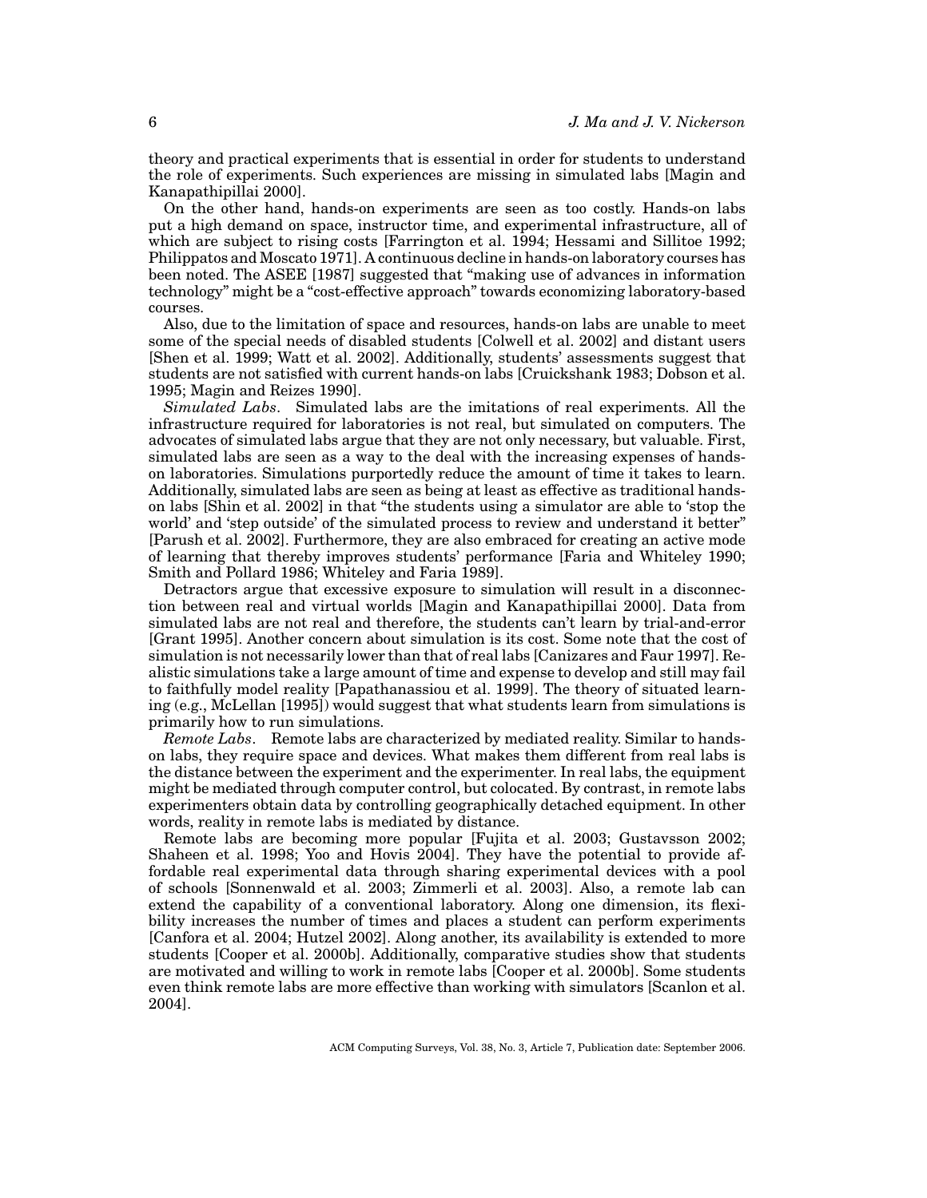theory and practical experiments that is essential in order for students to understand the role of experiments. Such experiences are missing in simulated labs [Magin and Kanapathipillai 2000].

On the other hand, hands-on experiments are seen as too costly. Hands-on labs put a high demand on space, instructor time, and experimental infrastructure, all of which are subject to rising costs [Farrington et al. 1994; Hessami and Sillitoe 1992; Philippatos and Moscato 1971]. A continuous decline in hands-on laboratory courses has been noted. The ASEE [1987] suggested that "making use of advances in information technology" might be a "cost-effective approach" towards economizing laboratory-based courses.

Also, due to the limitation of space and resources, hands-on labs are unable to meet some of the special needs of disabled students [Colwell et al. 2002] and distant users [Shen et al. 1999; Watt et al. 2002]. Additionally, students' assessments suggest that students are not satisfied with current hands-on labs [Cruickshank 1983; Dobson et al. 1995; Magin and Reizes 1990].

*Simulated Labs*. Simulated labs are the imitations of real experiments. All the infrastructure required for laboratories is not real, but simulated on computers. The advocates of simulated labs argue that they are not only necessary, but valuable. First, simulated labs are seen as a way to the deal with the increasing expenses of hands-on laboratories. Simulations purportedly reduce the amount of time it takes to learn. Additionally, simulated labs are seen as being at least as effective as traditional hands-on labs [Shin et al. 2002] in that "the students using a simulator are able to 'stop the world' and 'step outside' of the simulated process to review and understand it better" [Parush et al. 2002]. Furthermore, they are also embraced for creating an active mode of learning that thereby improves students' performance [Faria and Whiteley 1990; Smith and Pollard 1986; Whiteley and Faria 1989].

Detractors argue that excessive exposure to simulation will result in a disconnection between real and virtual worlds [Magin and Kanapathipillai 2000]. Data from simulated labs are not real and therefore, the students can't learn by trial-and-error [Grant 1995]. Another concern about simulation is its cost. Some note that the cost of simulation is not necessarily lower than that of real labs [Canizares and Faur 1997]. Realistic simulations take a large amount of time and expense to develop and still may fail to faithfully model reality [Papathanassiou et al. 1999]. The theory of situated learning (e.g., McLellan [1995]) would suggest that what students learn from simulations is primarily how to run simulations.

*Remote Labs*. Remote labs are characterized by mediated reality. Similar to hands-on labs, they require space and devices. What makes them different from real labs is the distance between the experiment and the experimenter. In real labs, the equipment might be mediated through computer control, but colocated. By contrast, in remote labs experimenters obtain data by controlling geographically detached equipment. In other words, reality in remote labs is mediated by distance.

Remote labs are becoming more popular [Fujita et al. 2003; Gustavsson 2002; Shaheen et al. 1998; Yoo and Hovis 2004]. They have the potential to provide affordable real experimental data through sharing experimental devices with a pool of schools [Sonnenwald et al. 2003; Zimmerli et al. 2003]. Also, a remote lab can extend the capability of a conventional laboratory. Along one dimension, its flexibility increases the number of times and places a student can perform experiments [Canfora et al. 2004; Hutzel 2002]. Along another, its availability is extended to more students [Cooper et al. 2000b]. Additionally, comparative studies show that students are motivated and willing to work in remote labs [Cooper et al. 2000b]. Some students even think remote labs are more effective than working with simulators [Scanlon et al. 2004].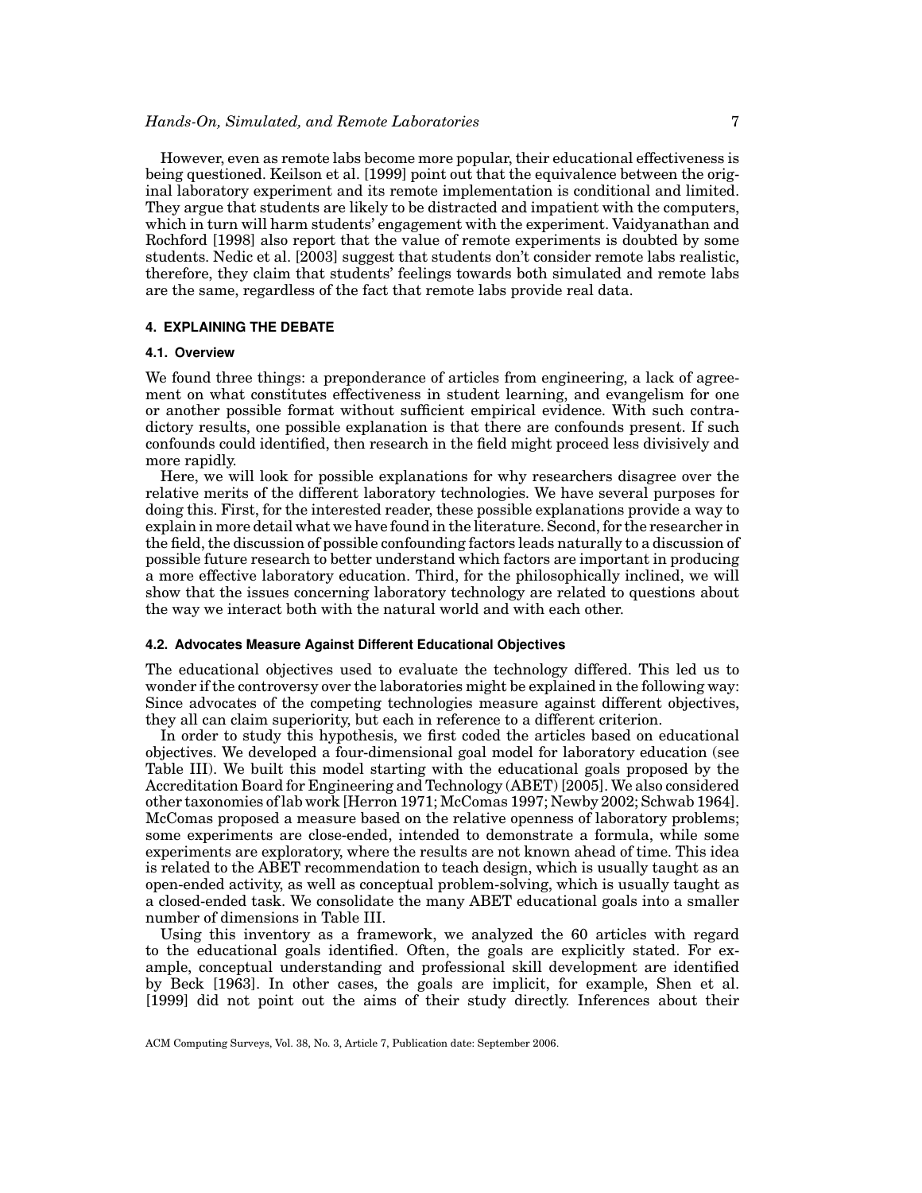However, even as remote labs become more popular, their educational effectiveness is being questioned. Keilson et al. [1999] point out that the equivalence between the original laboratory experiment and its remote implementation is conditional and limited. They argue that students are likely to be distracted and impatient with the computers, which in turn will harm students' engagement with the experiment. Vaidyanathan and Rochford [1998] also report that the value of remote experiments is doubted by some students. Nedic et al. [2003] suggest that students don't consider remote labs realistic, therefore, they claim that students' feelings towards both simulated and remote labs are the same, regardless of the fact that remote labs provide real data.

## 4. EXPLAINING THE DEBATE

### 4.1. Overview

We found three things: a preponderance of articles from engineering, a lack of agreement on what constitutes effectiveness in student learning, and evangelism for one or another possible format without sufficient empirical evidence. With such contradictory results, one possible explanation is that there are confounds present. If such confounds could identified, then research in the field might proceed less divisively and more rapidly.

Here, we will look for possible explanations for why researchers disagree over the relative merits of the different laboratory technologies. We have several purposes for doing this. First, for the interested reader, these possible explanations provide a way to explain in more detail what we have found in the literature. Second, for the researcher in the field, the discussion of possible confounding factors leads naturally to a discussion of possible future research to better understand which factors are important in producing a more effective laboratory education. Third, for the philosophically inclined, we will show that the issues concerning laboratory technology are related to questions about the way we interact both with the natural world and with each other.

### 4.2. Advocates Measure Against Different Educational Objectives

The educational objectives used to evaluate the technology differed. This led us to wonder if the controversy over the laboratories might be explained in the following way: Since advocates of the competing technologies measure against different objectives, they all can claim superiority, but each in reference to a different criterion.

In order to study this hypothesis, we first coded the articles based on educational objectives. We developed a four-dimensional goal model for laboratory education (see Table III). We built this model starting with the educational goals proposed by the Accreditation Board for Engineering and Technology (ABET) [2005]. We also considered other taxonomies of lab work [Herron 1971; McComas 1997; Newby 2002; Schwab 1964]. McComas proposed a measure based on the relative openness of laboratory problems; some experiments are close-ended, intended to demonstrate a formula, while some experiments are exploratory, where the results are not known ahead of time. This idea is related to the ABET recommendation to teach design, which is usually taught as an open-ended activity, as well as conceptual problem-solving, which is usually taught as a closed-ended task. We consolidate the many ABET educational goals into a smaller number of dimensions in Table III.

Using this inventory as a framework, we analyzed the 60 articles with regard to the educational goals identified. Often, the goals are explicitly stated. For example, conceptual understanding and professional skill development are identified by Beck [1963]. In other cases, the goals are implicit, for example, Shen et al. [1999] did not point out the aims of their study directly. Inferences about their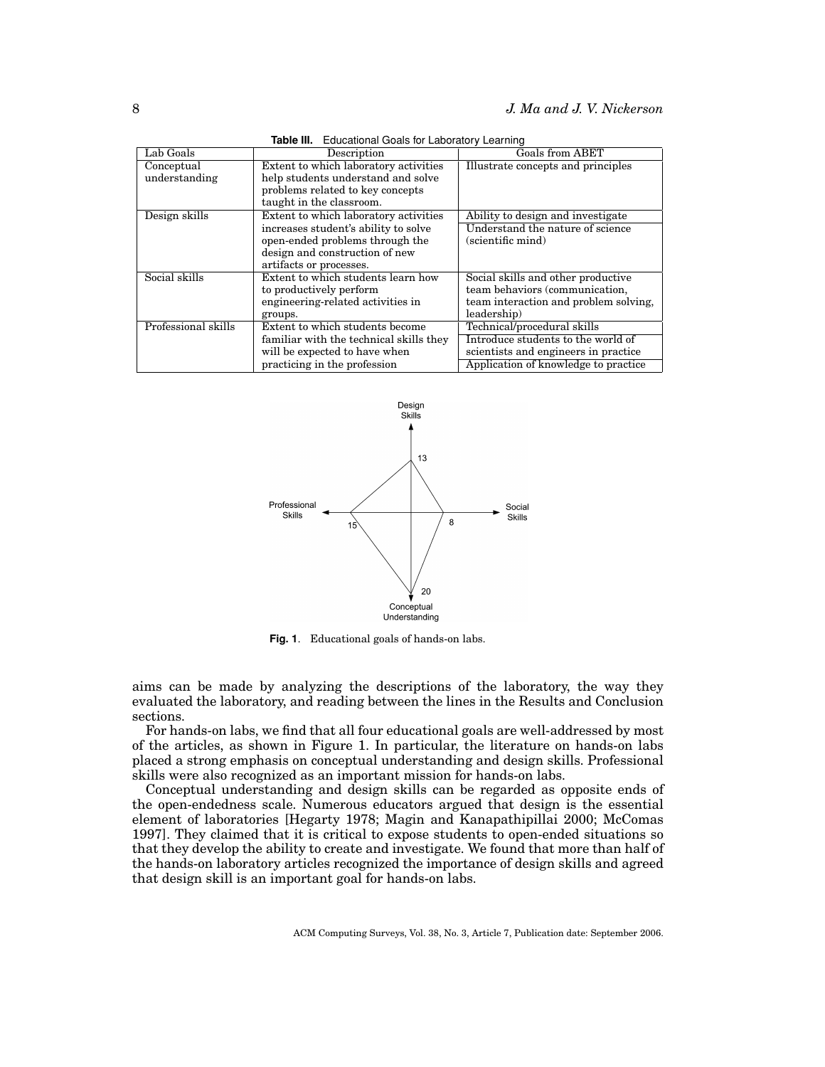**Table III.** Educational Goals for Laboratory Learning

| Lab Goals | Description | Goals from ABET |
|---|---|---|
| Conceptual understanding | Extent to which laboratory activities help students understand and solve problems related to key concepts taught in the classroom. | Illustrate concepts and principles |
| Design skills | Extent to which laboratory activities increases student's ability to solve open-ended problems through the design and construction of new artifacts or processes. | Ability to design and investigate<br>Understand the nature of science (scientific mind) |
| Social skills | Extent to which students learn how to productively perform engineering-related activities in groups. | Social skills and other productive team behaviors (communication, team interaction and problem solving, leadership) |
| Professional skills | Extent to which students become familiar with the technical skills they will be expected to have when practicing in the profession | Technical/procedural skills<br>Introduce students to the world of scientists and engineers in practice<br>Application of knowledge to practice |

**Fig. 1**. Educational goals of hands-on labs.

aims can be made by analyzing the descriptions of the laboratory, the way they evaluated the laboratory, and reading between the lines in the Results and Conclusion sections.

For hands-on labs, we find that all four educational goals are well-addressed by most of the articles, as shown in Figure 1. In particular, the literature on hands-on labs placed a strong emphasis on conceptual understanding and design skills. Professional skills were also recognized as an important mission for hands-on labs.

Conceptual understanding and design skills can be regarded as opposite ends of the open-endedness scale. Numerous educators argued that design is the essential element of laboratories [Hegarty 1978; Magin and Kanapathipillai 2000; McComas 1997]. They claimed that it is critical to expose students to open-ended situations so that they develop the ability to create and investigate. We found that more than half of the hands-on laboratory articles recognized the importance of design skills and agreed that design skill is an important goal for hands-on labs.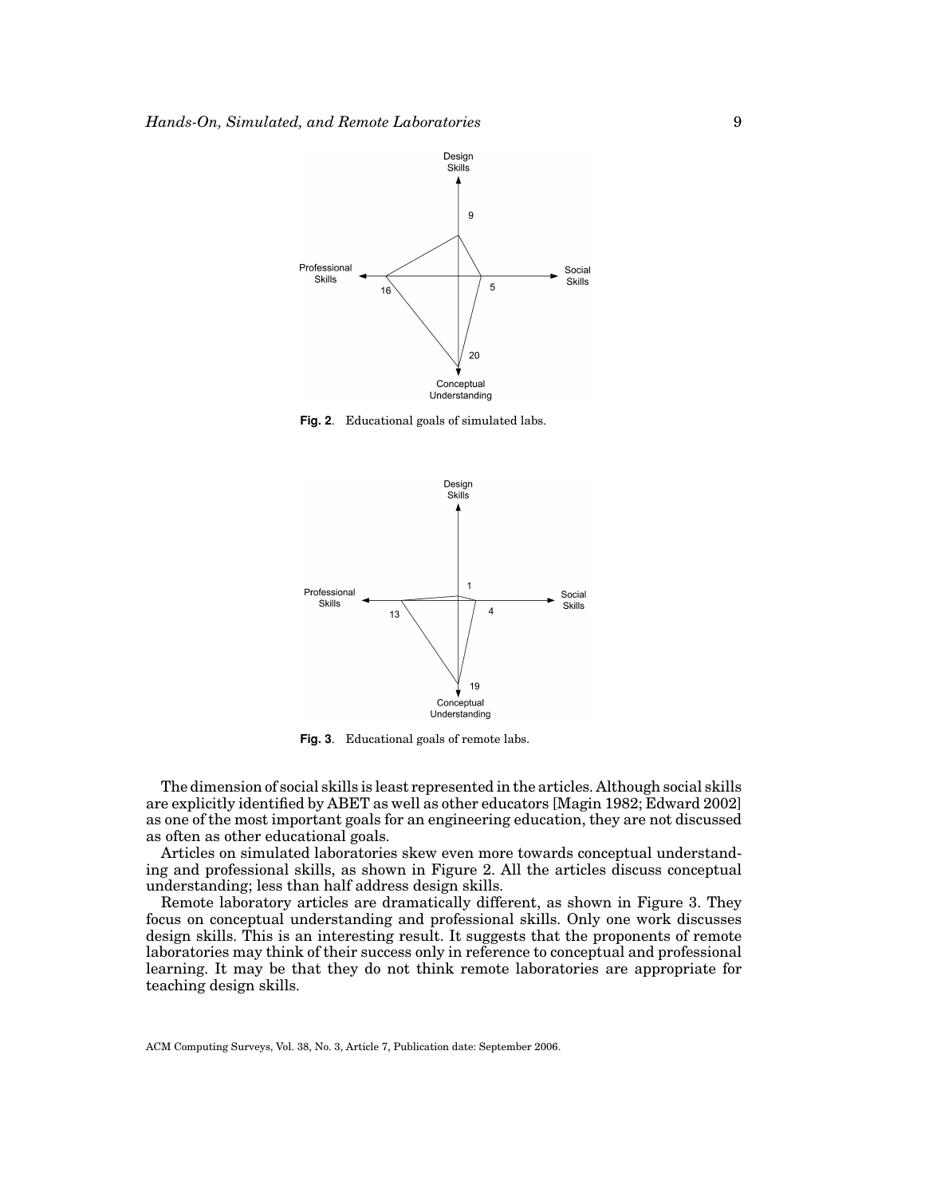Fig. 2. Educational goals of simulated labs.

Fig. 3. Educational goals of remote labs.

The dimension of social skills is least represented in the articles. Although social skills are explicitly identified by ABET as well as other educators [Magin 1982; Edward 2002] as one of the most important goals for an engineering education, they are not discussed as often as other educational goals.

Articles on simulated laboratories skew even more towards conceptual understanding and professional skills, as shown in Figure 2. All the articles discuss conceptual understanding; less than half address design skills.

Remote laboratory articles are dramatically different, as shown in Figure 3. They focus on conceptual understanding and professional skills. Only one work discusses design skills. This is an interesting result. It suggests that the proponents of remote laboratories may think of their success only in reference to conceptual and professional learning. It may be that they do not think remote laboratories are appropriate for teaching design skills.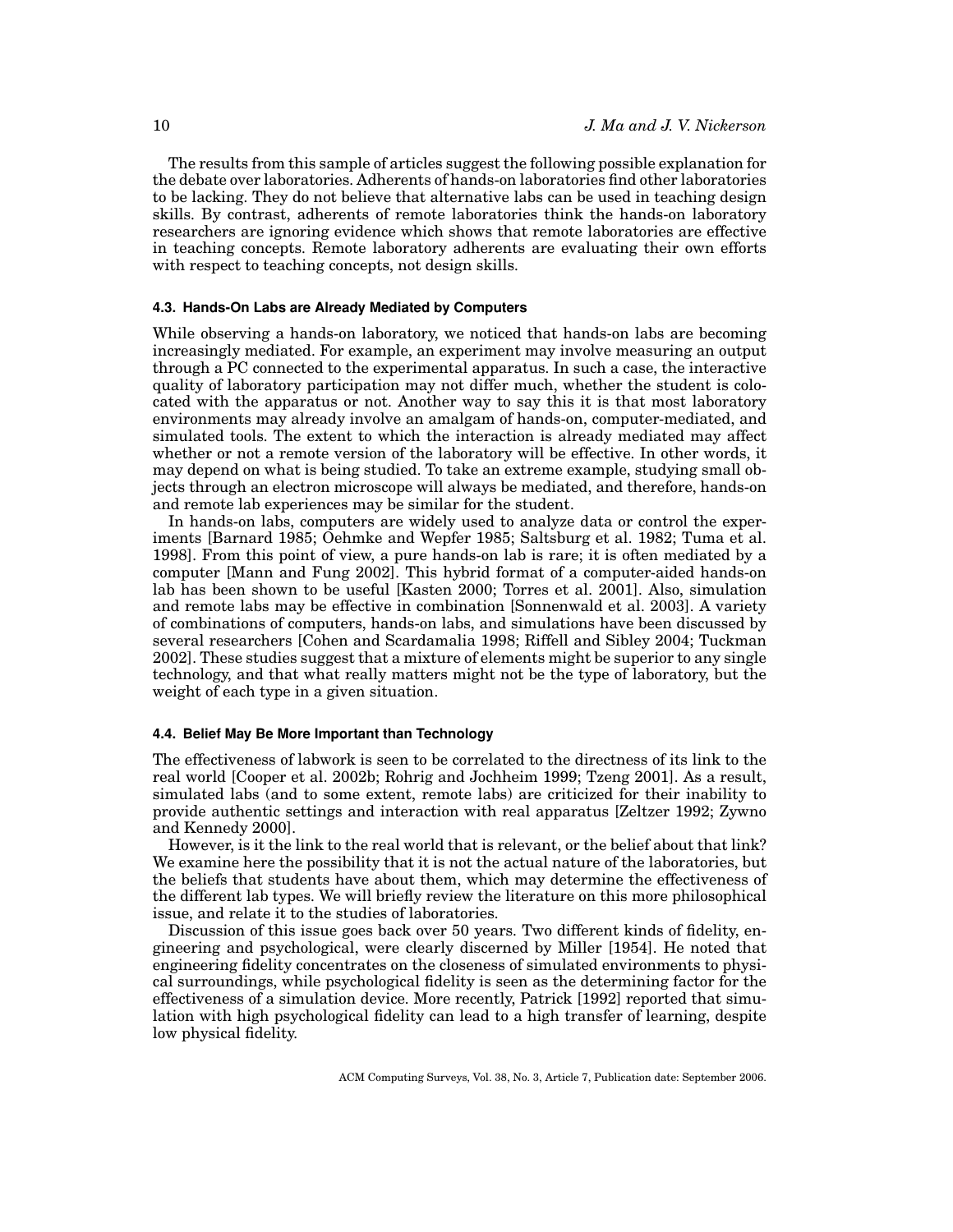The results from this sample of articles suggest the following possible explanation for the debate over laboratories. Adherents of hands-on laboratories find other laboratories to be lacking. They do not believe that alternative labs can be used in teaching design skills. By contrast, adherents of remote laboratories think the hands-on laboratory researchers are ignoring evidence which shows that remote laboratories are effective in teaching concepts. Remote laboratory adherents are evaluating their own efforts with respect to teaching concepts, not design skills.

### 4.3. Hands-On Labs are Already Mediated by Computers

While observing a hands-on laboratory, we noticed that hands-on labs are becoming increasingly mediated. For example, an experiment may involve measuring an output through a PC connected to the experimental apparatus. In such a case, the interactive quality of laboratory participation may not differ much, whether the student is colocated with the apparatus or not. Another way to say this it is that most laboratory environments may already involve an amalgam of hands-on, computer-mediated, and simulated tools. The extent to which the interaction is already mediated may affect whether or not a remote version of the laboratory will be effective. In other words, it may depend on what is being studied. To take an extreme example, studying small objects through an electron microscope will always be mediated, and therefore, hands-on and remote lab experiences may be similar for the student.

In hands-on labs, computers are widely used to analyze data or control the experiments [Barnard 1985; Oehmke and Wepfer 1985; Saltsburg et al. 1982; Tuma et al. 1998]. From this point of view, a pure hands-on lab is rare; it is often mediated by a computer [Mann and Fung 2002]. This hybrid format of a computer-aided hands-on lab has been shown to be useful [Kasten 2000; Torres et al. 2001]. Also, simulation and remote labs may be effective in combination [Sonnenwald et al. 2003]. A variety of combinations of computers, hands-on labs, and simulations have been discussed by several researchers [Cohen and Scardamalia 1998; Riffell and Sibley 2004; Tuckman 2002]. These studies suggest that a mixture of elements might be superior to any single technology, and that what really matters might not be the type of laboratory, but the weight of each type in a given situation.

### 4.4. Belief May Be More Important than Technology

The effectiveness of labwork is seen to be correlated to the directness of its link to the real world [Cooper et al. 2002b; Rohrig and Jochheim 1999; Tzeng 2001]. As a result, simulated labs (and to some extent, remote labs) are criticized for their inability to provide authentic settings and interaction with real apparatus [Zeltzer 1992; Zywno and Kennedy 2000].

However, is it the link to the real world that is relevant, or the belief about that link? We examine here the possibility that it is not the actual nature of the laboratories, but the beliefs that students have about them, which may determine the effectiveness of the different lab types. We will briefly review the literature on this more philosophical issue, and relate it to the studies of laboratories.

Discussion of this issue goes back over 50 years. Two different kinds of fidelity, engineering and psychological, were clearly discerned by Miller [1954]. He noted that engineering fidelity concentrates on the closeness of simulated environments to physical surroundings, while psychological fidelity is seen as the determining factor for the effectiveness of a simulation device. More recently, Patrick [1992] reported that simulation with high psychological fidelity can lead to a high transfer of learning, despite low physical fidelity.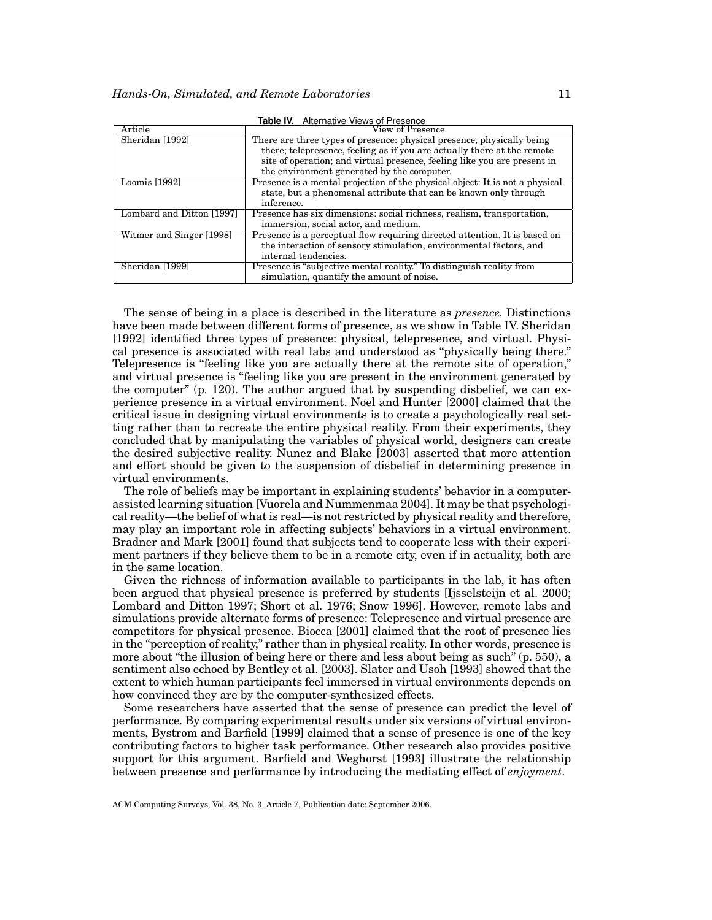**Table IV.** Alternative Views of Presence

| Article | View of Presence |
|---|---|
| Sheridan [1992] | There are three types of presence: physical presence, physically being there; telepresence, feeling as if you are actually there at the remote site of operation; and virtual presence, feeling like you are present in the environment generated by the computer. |
| Loomis [1992] | Presence is a mental projection of the physical object: It is not a physical state, but a phenomenal attribute that can be known only through inference. |
| Lombard and Ditton [1997] | Presence has six dimensions: social richness, realism, transportation, immersion, social actor, and medium. |
| Witmer and Singer [1998] | Presence is a perceptual flow requiring directed attention. It is based on the interaction of sensory stimulation, environmental factors, and internal tendencies. |
| Sheridan [1999] | Presence is "subjective mental reality." To distinguish reality from simulation, quantify the amount of noise. |

The sense of being in a place is described in the literature as *presence.* Distinctions have been made between different forms of presence, as we show in Table IV. Sheridan [1992] identified three types of presence: physical, telepresence, and virtual. Physical presence is associated with real labs and understood as "physically being there." Telepresence is "feeling like you are actually there at the remote site of operation," and virtual presence is "feeling like you are present in the environment generated by the computer" (p. 120). The author argued that by suspending disbelief, we can experience presence in a virtual environment. Noel and Hunter [2000] claimed that the critical issue in designing virtual environments is to create a psychologically real setting rather than to recreate the entire physical reality. From their experiments, they concluded that by manipulating the variables of physical world, designers can create the desired subjective reality. Nunez and Blake [2003] asserted that more attention and effort should be given to the suspension of disbelief in determining presence in virtual environments.

The role of beliefs may be important in explaining students' behavior in a computer-assisted learning situation [Vuorela and Nummenmaa 2004]. It may be that psychological reality—the belief of what is real—is not restricted by physical reality and therefore, may play an important role in affecting subjects' behaviors in a virtual environment. Bradner and Mark [2001] found that subjects tend to cooperate less with their experiment partners if they believe them to be in a remote city, even if in actuality, both are in the same location.

Given the richness of information available to participants in the lab, it has often been argued that physical presence is preferred by students [Ijsselsteijn et al. 2000; Lombard and Ditton 1997; Short et al. 1976; Snow 1996]. However, remote labs and simulations provide alternate forms of presence: Telepresence and virtual presence are competitors for physical presence. Biocca [2001] claimed that the root of presence lies in the "perception of reality," rather than in physical reality. In other words, presence is more about "the illusion of being here or there and less about being as such" (p. 550), a sentiment also echoed by Bentley et al. [2003]. Slater and Usoh [1993] showed that the extent to which human participants feel immersed in virtual environments depends on how convinced they are by the computer-synthesized effects.

Some researchers have asserted that the sense of presence can predict the level of performance. By comparing experimental results under six versions of virtual environments, Bystrom and Barfield [1999] claimed that a sense of presence is one of the key contributing factors to higher task performance. Other research also provides positive support for this argument. Barfield and Weghorst [1993] illustrate the relationship between presence and performance by introducing the mediating effect of *enjoyment*.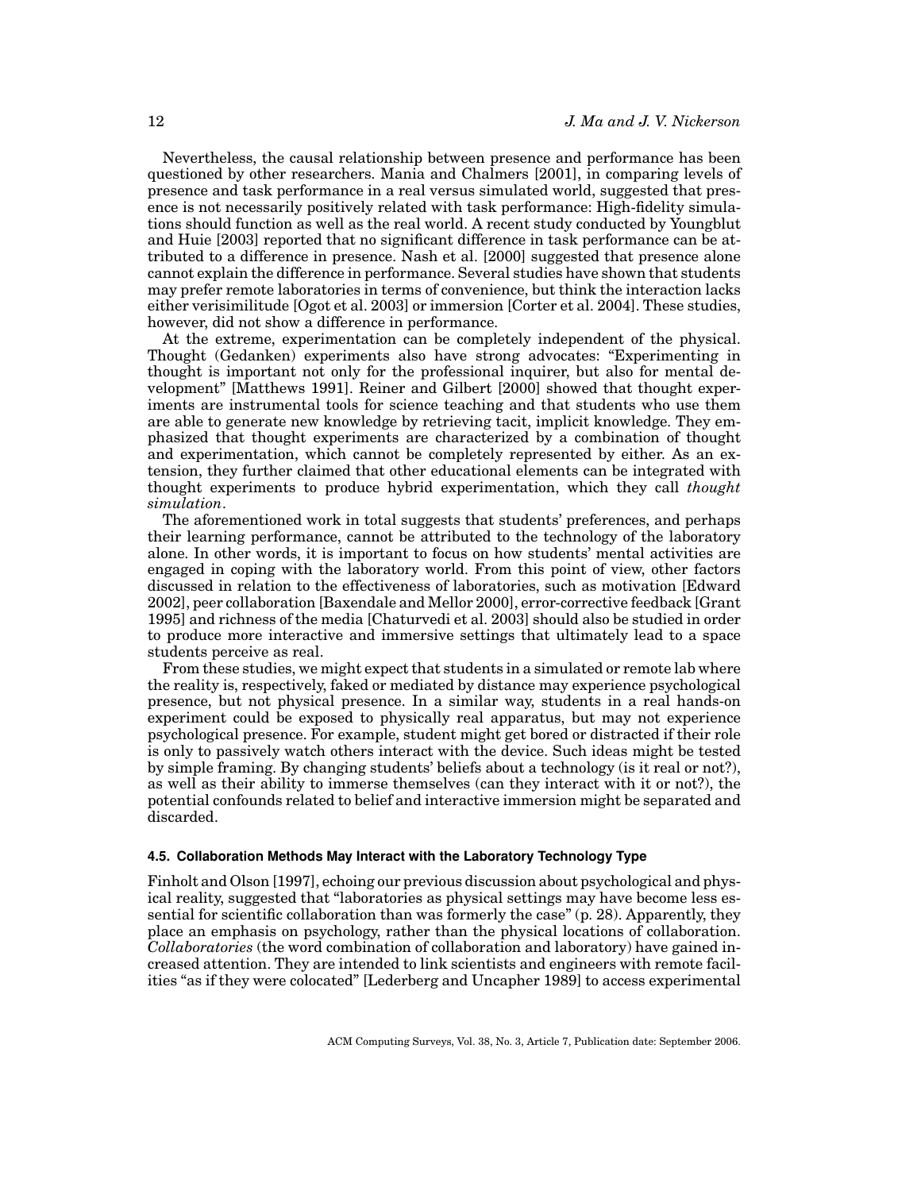Nevertheless, the causal relationship between presence and performance has been questioned by other researchers. Mania and Chalmers [2001], in comparing levels of presence and task performance in a real versus simulated world, suggested that presence is not necessarily positively related with task performance: High-fidelity simulations should function as well as the real world. A recent study conducted by Youngblut and Huie [2003] reported that no significant difference in task performance can be attributed to a difference in presence. Nash et al. [2000] suggested that presence alone cannot explain the difference in performance. Several studies have shown that students may prefer remote laboratories in terms of convenience, but think the interaction lacks either verisimilitude [Ogot et al. 2003] or immersion [Corter et al. 2004]. These studies, however, did not show a difference in performance.

At the extreme, experimentation can be completely independent of the physical. Thought (Gedanken) experiments also have strong advocates: "Experimenting in thought is important not only for the professional inquirer, but also for mental development" [Matthews 1991]. Reiner and Gilbert [2000] showed that thought experiments are instrumental tools for science teaching and that students who use them are able to generate new knowledge by retrieving tacit, implicit knowledge. They emphasized that thought experiments are characterized by a combination of thought and experimentation, which cannot be completely represented by either. As an extension, they further claimed that other educational elements can be integrated with thought experiments to produce hybrid experimentation, which they call *thought simulation*.

The aforementioned work in total suggests that students' preferences, and perhaps their learning performance, cannot be attributed to the technology of the laboratory alone. In other words, it is important to focus on how students' mental activities are engaged in coping with the laboratory world. From this point of view, other factors discussed in relation to the effectiveness of laboratories, such as motivation [Edward 2002], peer collaboration [Baxendale and Mellor 2000], error-corrective feedback [Grant 1995] and richness of the media [Chaturvedi et al. 2003] should also be studied in order to produce more interactive and immersive settings that ultimately lead to a space students perceive as real.

From these studies, we might expect that students in a simulated or remote lab where the reality is, respectively, faked or mediated by distance may experience psychological presence, but not physical presence. In a similar way, students in a real hands-on experiment could be exposed to physically real apparatus, but may not experience psychological presence. For example, student might get bored or distracted if their role is only to passively watch others interact with the device. Such ideas might be tested by simple framing. By changing students' beliefs about a technology (is it real or not?), as well as their ability to immerse themselves (can they interact with it or not?), the potential confounds related to belief and interactive immersion might be separated and discarded.

### 4.5. Collaboration Methods May Interact with the Laboratory Technology Type

Finholt and Olson [1997], echoing our previous discussion about psychological and physical reality, suggested that "laboratories as physical settings may have become less essential for scientific collaboration than was formerly the case" (p. 28). Apparently, they place an emphasis on psychology, rather than the physical locations of collaboration. *Collaboratories* (the word combination of collaboration and laboratory) have gained increased attention. They are intended to link scientists and engineers with remote facilities "as if they were colocated" [Lederberg and Uncapher 1989] to access experimental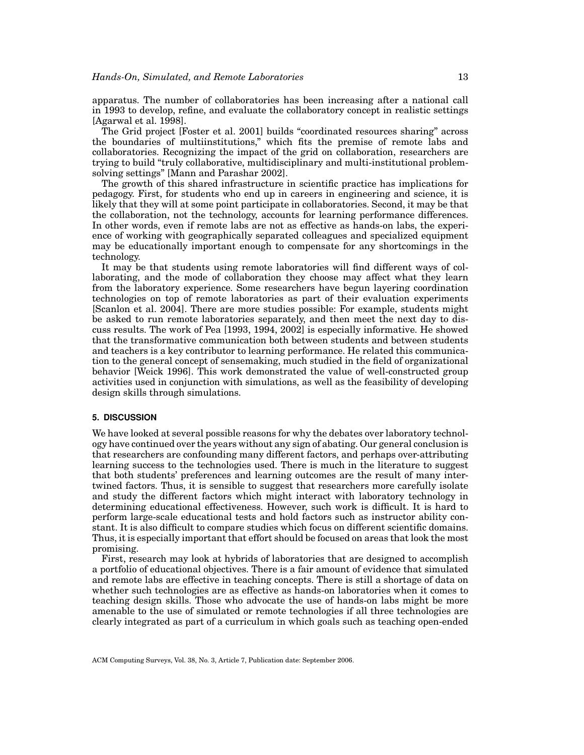apparatus. The number of collaboratories has been increasing after a national call in 1993 to develop, refine, and evaluate the collaboratory concept in realistic settings [Agarwal et al. 1998].

The Grid project [Foster et al. 2001] builds "coordinated resources sharing" across the boundaries of multiinstitutions," which fits the premise of remote labs and collaboratories. Recognizing the impact of the grid on collaboration, researchers are trying to build "truly collaborative, multidisciplinary and multi-institutional problem-solving settings" [Mann and Parashar 2002].

The growth of this shared infrastructure in scientific practice has implications for pedagogy. First, for students who end up in careers in engineering and science, it is likely that they will at some point participate in collaboratories. Second, it may be that the collaboration, not the technology, accounts for learning performance differences. In other words, even if remote labs are not as effective as hands-on labs, the experience of working with geographically separated colleagues and specialized equipment may be educationally important enough to compensate for any shortcomings in the technology.

It may be that students using remote laboratories will find different ways of collaborating, and the mode of collaboration they choose may affect what they learn from the laboratory experience. Some researchers have begun layering coordination technologies on top of remote laboratories as part of their evaluation experiments [Scanlon et al. 2004]. There are more studies possible: For example, students might be asked to run remote laboratories separately, and then meet the next day to discuss results. The work of Pea [1993, 1994, 2002] is especially informative. He showed that the transformative communication both between students and between students and teachers is a key contributor to learning performance. He related this communication to the general concept of sensemaking, much studied in the field of organizational behavior [Weick 1996]. This work demonstrated the value of well-constructed group activities used in conjunction with simulations, as well as the feasibility of developing design skills through simulations.

## 5. DISCUSSION

We have looked at several possible reasons for why the debates over laboratory technology have continued over the years without any sign of abating. Our general conclusion is that researchers are confounding many different factors, and perhaps over-attributing learning success to the technologies used. There is much in the literature to suggest that both students' preferences and learning outcomes are the result of many intertwined factors. Thus, it is sensible to suggest that researchers more carefully isolate and study the different factors which might interact with laboratory technology in determining educational effectiveness. However, such work is difficult. It is hard to perform large-scale educational tests and hold factors such as instructor ability constant. It is also difficult to compare studies which focus on different scientific domains. Thus, it is especially important that effort should be focused on areas that look the most promising.

First, research may look at hybrids of laboratories that are designed to accomplish a portfolio of educational objectives. There is a fair amount of evidence that simulated and remote labs are effective in teaching concepts. There is still a shortage of data on whether such technologies are as effective as hands-on laboratories when it comes to teaching design skills. Those who advocate the use of hands-on labs might be more amenable to the use of simulated or remote technologies if all three technologies are clearly integrated as part of a curriculum in which goals such as teaching open-ended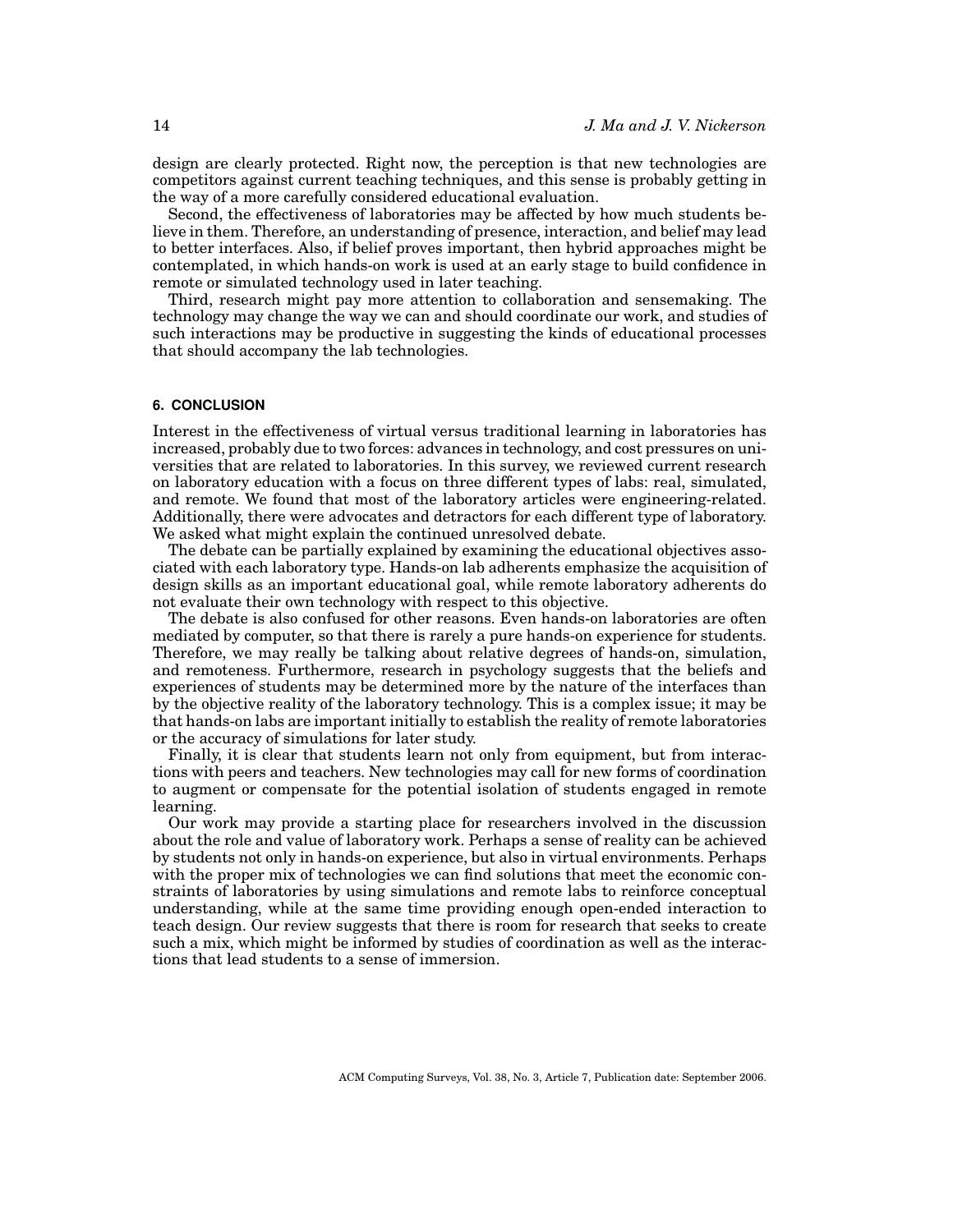design are clearly protected. Right now, the perception is that new technologies are competitors against current teaching techniques, and this sense is probably getting in the way of a more carefully considered educational evaluation.

Second, the effectiveness of laboratories may be affected by how much students believe in them. Therefore, an understanding of presence, interaction, and belief may lead to better interfaces. Also, if belief proves important, then hybrid approaches might be contemplated, in which hands-on work is used at an early stage to build confidence in remote or simulated technology used in later teaching.

Third, research might pay more attention to collaboration and sensemaking. The technology may change the way we can and should coordinate our work, and studies of such interactions may be productive in suggesting the kinds of educational processes that should accompany the lab technologies.

## 6. CONCLUSION

Interest in the effectiveness of virtual versus traditional learning in laboratories has increased, probably due to two forces: advances in technology, and cost pressures on universities that are related to laboratories. In this survey, we reviewed current research on laboratory education with a focus on three different types of labs: real, simulated, and remote. We found that most of the laboratory articles were engineering-related. Additionally, there were advocates and detractors for each different type of laboratory. We asked what might explain the continued unresolved debate.

The debate can be partially explained by examining the educational objectives associated with each laboratory type. Hands-on lab adherents emphasize the acquisition of design skills as an important educational goal, while remote laboratory adherents do not evaluate their own technology with respect to this objective.

The debate is also confused for other reasons. Even hands-on laboratories are often mediated by computer, so that there is rarely a pure hands-on experience for students. Therefore, we may really be talking about relative degrees of hands-on, simulation, and remoteness. Furthermore, research in psychology suggests that the beliefs and experiences of students may be determined more by the nature of the interfaces than by the objective reality of the laboratory technology. This is a complex issue; it may be that hands-on labs are important initially to establish the reality of remote laboratories or the accuracy of simulations for later study.

Finally, it is clear that students learn not only from equipment, but from interactions with peers and teachers. New technologies may call for new forms of coordination to augment or compensate for the potential isolation of students engaged in remote learning.

Our work may provide a starting place for researchers involved in the discussion about the role and value of laboratory work. Perhaps a sense of reality can be achieved by students not only in hands-on experience, but also in virtual environments. Perhaps with the proper mix of technologies we can find solutions that meet the economic constraints of laboratories by using simulations and remote labs to reinforce conceptual understanding, while at the same time providing enough open-ended interaction to teach design. Our review suggests that there is room for research that seeks to create such a mix, which might be informed by studies of coordination as well as the interactions that lead students to a sense of immersion.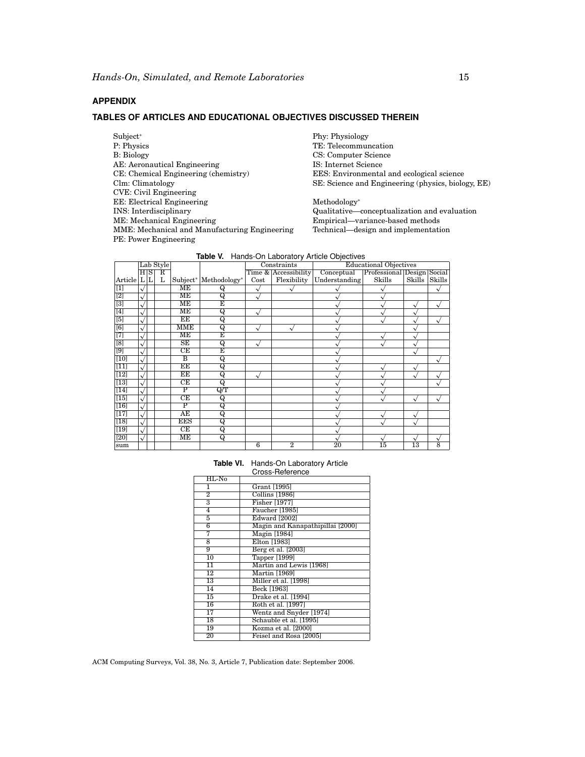## APPENDIX

## TABLES OF ARTICLES AND EDUCATIONAL OBJECTIVES DISCUSSED THEREIN

Subject*
P: Physics
B: Biology
AE: Aeronautical Engineering
CE: Chemical Engineering (chemistry)
Clm: Climatology
CVE: Civil Engineering
EE: Electrical Engineering
INS: Interdisciplinary
ME: Mechanical Engineering
MME: Mechanical and Manufacturing Engineering
PE: Power Engineering
Phy: Physiology
TE: Telecommuncation
CS: Computer Science
IS: Internet Science
EES: Environmental and ecological science
SE: Science and Engineering (physics, biology, EE)

Methodology*
Qualitative—conceptualization and evaluation
Empirical—variance-based methods
Technical—design and implementation

**Table V.** Hands-On Laboratory Article Objectives

| | Lab Style | | | | | Constraints | | Educational Objectives | | | |
|---|---|---|---|---|---|---|---|---|---|---|---|
| Article | HL | SL | RL | Subject* | Methodology* | Time & Cost | Accessibility Flexibility | Conceptual Understanding | Professional Skills | Design Skills | Social Skills |
| [1] | √ | | | ME | Q | √ | √ | √ | √ | | √ |
| [2] | √ | | | ME | Q | √ | | √ | √ | | |
| [3] | √ | | | ME | E | | | √ | √ | √ | √ |
| [4] | √ | | | ME | Q | √ | | √ | √ | √ | |
| [5] | √ | | | EE | Q | | | √ | √ | √ | √ |
| [6] | √ | | | MME | Q | √ | √ | √ | | √ | |
| [7] | √ | | | ME | E | | | √ | √ | √ | |
| [8] | √ | | | SE | Q | √ | | √ | √ | √ | |
| [9] | √ | | | CE | E | | | √ | | √ | |
| [10] | √ | | | B | Q | | | √ | | | √ |
| [11] | √ | | | EE | Q | | | √ | √ | √ | |
| [12] | √ | | | EE | Q | √ | | √ | √ | √ | √ |
| [13] | √ | | | CE | Q | | | √ | √ | | √ |
| [14] | √ | | | P | Q/T | | | √ | √ | | |
| [15] | √ | | | CE | Q | | | √ | √ | √ | √ |
| [16] | √ | | | P | Q | | | √ | | | |
| [17] | √ | | | AE | Q | | | √ | √ | √ | |
| [18] | √ | | | EES | Q | | | √ | √ | √ | |
| [19] | √ | | | CE | Q | | | √ | | | |
| [20] | √ | | | ME | Q | | | √ | √ | √ | √ |
| sum | | | | | | 6 | 2 | 20 | 15 | 13 | 8 |

**Table VI.** Hands-On Laboratory Article Cross-Reference

| HL-No | |
|---|---|
| 1 | Grant [1995] |
| 2 | Collins [1986] |
| 3 | Fisher [1977] |
| 4 | Faucher [1985] |
| 5 | Edward [2002] |
| 6 | Magin and Kanapathipillai [2000] |
| 7 | Magin [1984] |
| 8 | Elton [1983] |
| 9 | Berg et al. [2003] |
| 10 | Tapper [1999] |
| 11 | Martin and Lewis [1968] |
| 12 | Martin [1969] |
| 13 | Miller et al. [1998] |
| 14 | Beck [1963] |
| 15 | Drake et al. [1994] |
| 16 | Roth et al. [1997] |
| 17 | Wentz and Snyder [1974] |
| 18 | Schauble et al. [1995] |
| 19 | Kozma et al. [2000] |
| 20 | Feisel and Rosa [2005] |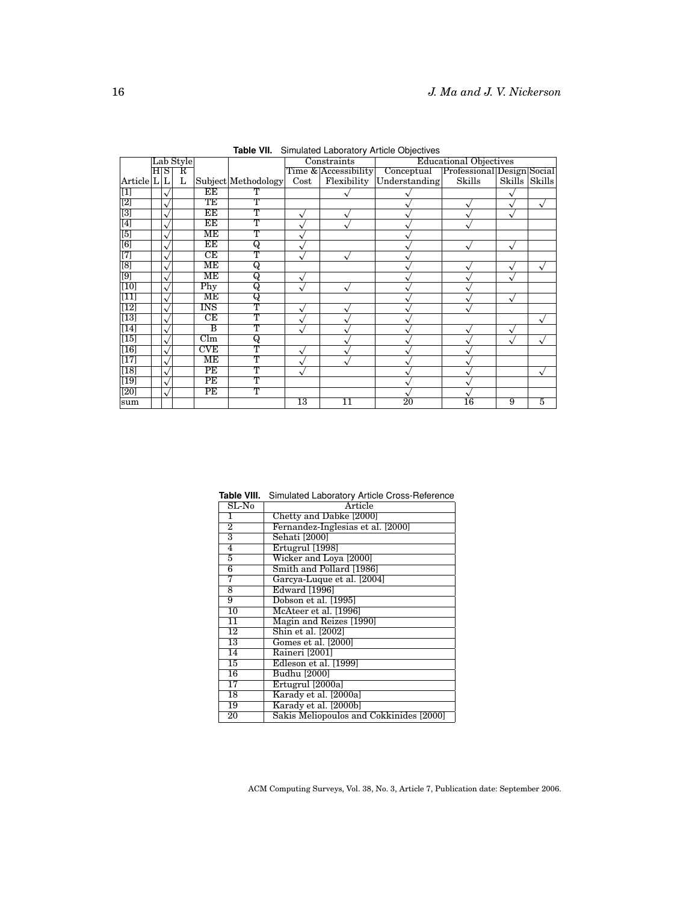**Table VII.** Simulated Laboratory Article Objectives

| | Lab Style | | | | | Constraints | | Educational Objectives | | | |
|---|---|---|---|---|---|---|---|---|---|---|---|
| | H | S | R | | | Time & | Accessibility | Conceptual | Professional | Design | Social |
| Article | L | L | L | Subject | Methodology | Cost | Flexibility | Understanding | Skills | Skills | Skills |
| [1] | | √ | | EE | T | | √ | √ | | √ | |
| [2] | | √ | | TE | T | | | √ | √ | √ | √ |
| [3] | | √ | | EE | T | √ | √ | √ | √ | √ | |
| [4] | | √ | | EE | T | √ | √ | √ | √ | | |
| [5] | | √ | | ME | T | √ | | √ | | | |
| [6] | | √ | | EE | Q | √ | | √ | √ | √ | |
| [7] | | √ | | CE | T | √ | √ | √ | | | |
| [8] | | √ | | ME | Q | | | √ | √ | √ | √ |
| [9] | | √ | | ME | Q | √ | | √ | √ | √ | |
| [10] | | √ | | Phy | Q | √ | √ | √ | √ | | |
| [11] | | √ | | ME | Q | | | √ | √ | √ | |
| [12] | | √ | | INS | T | √ | √ | √ | √ | | |
| [13] | | √ | | CE | T | √ | √ | √ | | | √ |
| [14] | | √ | | B | T | √ | √ | √ | √ | √ | |
| [15] | | √ | | Clm | Q | | √ | √ | √ | √ | √ |
| [16] | | √ | | CVE | T | √ | √ | √ | √ | | |
| [17] | | √ | | ME | T | √ | √ | √ | √ | | |
| [18] | | √ | | PE | T | √ | | √ | √ | | √ |
| [19] | | √ | | PE | T | | | √ | √ | | |
| [20] | | √ | | PE | T | | | √ | √ | | |
| sum | | | | | | 13 | 11 | 20 | 16 | 9 | 5 |

**Table VIII.** Simulated Laboratory Article Cross-Reference

| SL-No | Article |
|---|---|
| 1 | Chetty and Dabke [2000] |
| 2 | Fernandez-Inglesias et al. [2000] |
| 3 | Sehati [2000] |
| 4 | Ertugrul [1998] |
| 5 | Wicker and Loya [2000] |
| 6 | Smith and Pollard [1986] |
| 7 | Garcya-Luque et al. [2004] |
| 8 | Edward [1996] |
| 9 | Dobson et al. [1995] |
| 10 | McAteer et al. [1996] |
| 11 | Magin and Reizes [1990] |
| 12 | Shin et al. [2002] |
| 13 | Gomes et al. [2000] |
| 14 | Raineri [2001] |
| 15 | Edleson et al. [1999] |
| 16 | Budhu [2000] |
| 17 | Ertugrul [2000a] |
| 18 | Karady et al. [2000a] |
| 19 | Karady et al. [2000b] |
| 20 | Sakis Meliopoulos and Cokkinides [2000] |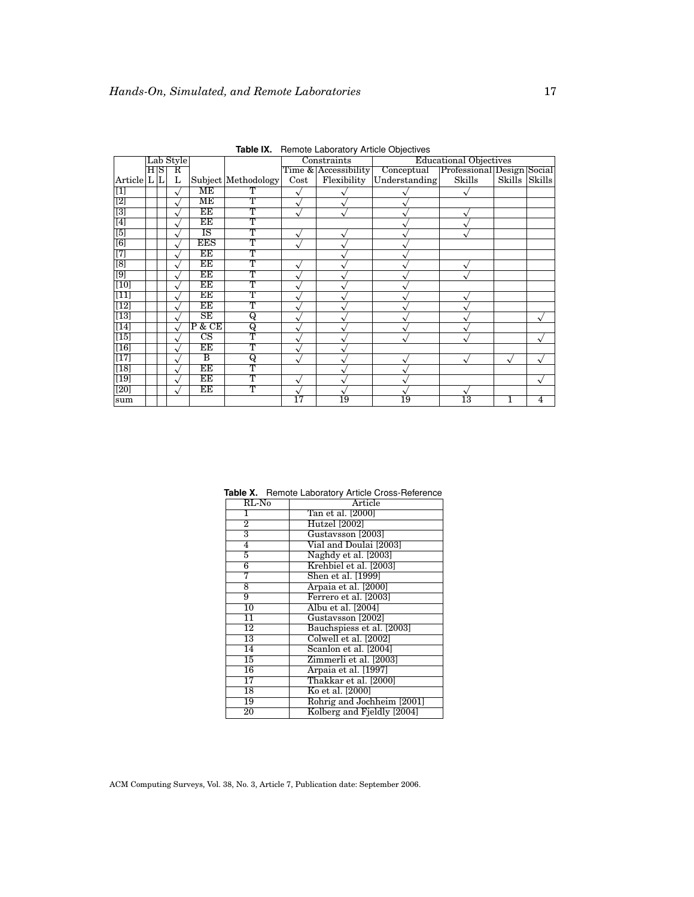**Table IX.** Remote Laboratory Article Objectives

| | Lab Style | | | | | Constraints | | Educational Objectives | | | |
|---|---|---|---|---|---|---|---|---|---|---|---|
| Article | H L | S L | R L | Subject | Methodology | Cost | Time & Accessibility Flexibility | Conceptual Understanding | Professional Skills | Design Skills | Social Skills |
| [1] | | | √ | ME | T | √ | √ | √ | √ | | |
| [2] | | | √ | ME | T | √ | √ | √ | | | |
| [3] | | | √ | EE | T | √ | √ | √ | √ | | |
| [4] | | | √ | EE | T | | | √ | √ | | |
| [5] | | | √ | IS | T | √ | √ | √ | √ | | |
| [6] | | | √ | EES | T | √ | √ | √ | | | |
| [7] | | | √ | EE | T | | √ | √ | | | |
| [8] | | | √ | EE | T | √ | √ | √ | √ | | |
| [9] | | | √ | EE | T | √ | √ | √ | √ | | |
| [10] | | | √ | EE | T | √ | √ | √ | | | |
| [11] | | | √ | EE | T | √ | √ | √ | √ | | |
| [12] | | | √ | EE | T | √ | √ | √ | √ | | |
| [13] | | | √ | SE | Q | √ | √ | √ | √ | | √ |
| [14] | | | √ | P & CE | Q | √ | √ | √ | √ | | |
| [15] | | | √ | CS | T | √ | √ | √ | √ | | √ |
| [16] | | | √ | EE | T | √ | √ | | | | |
| [17] | | | √ | B | Q | √ | √ | √ | √ | √ | √ |
| [18] | | | √ | EE | T | | √ | √ | | | |
| [19] | | | √ | EE | T | √ | √ | √ | | | √ |
| [20] | | | √ | EE | T | √ | √ | √ | √ | | |
| sum | | | | | | 17 | 19 | 19 | 13 | 1 | 4 |

**Table X.** Remote Laboratory Article Cross-Reference

| RL-No | Article |
|---|---|
| 1 | Tan et al. [2000] |
| 2 | Hutzel [2002] |
| 3 | Gustavsson [2003] |
| 4 | Vial and Doulai [2003] |
| 5 | Naghdy et al. [2003] |
| 6 | Krehbiel et al. [2003] |
| 7 | Shen et al. [1999] |
| 8 | Arpaia et al. [2000] |
| 9 | Ferrero et al. [2003] |
| 10 | Albu et al. [2004] |
| 11 | Gustavsson [2002] |
| 12 | Bauchspiess et al. [2003] |
| 13 | Colwell et al. [2002] |
| 14 | Scanlon et al. [2004] |
| 15 | Zimmerli et al. [2003] |
| 16 | Arpaia et al. [1997] |
| 17 | Thakkar et al. [2000] |
| 18 | Ko et al. [2000] |
| 19 | Rohrig and Jochheim [2001] |
| 20 | Kolberg and Fjeldly [2004] |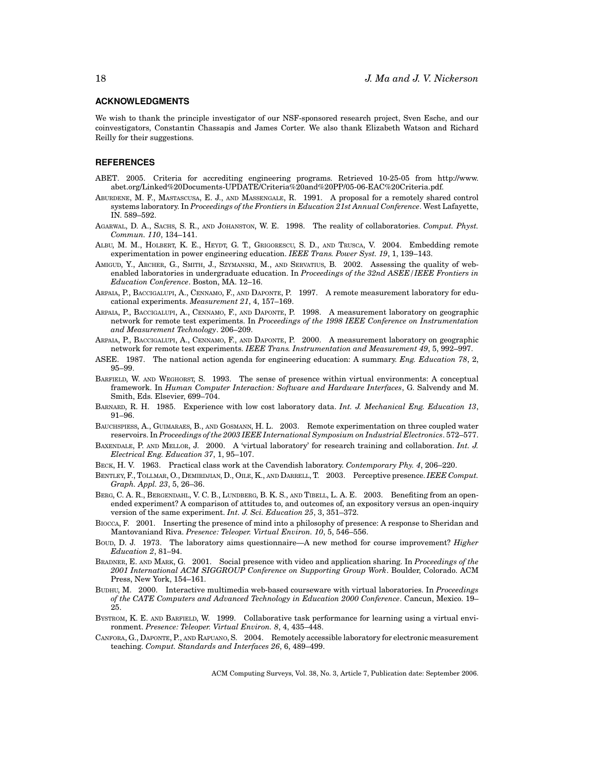## ACKNOWLEDGMENTS

We wish to thank the principle investigator of our NSF-sponsored research project, Sven Esche, and our coinvestigators, Constantin Chassapis and James Corter. We also thank Elizabeth Watson and Richard Reilly for their suggestions.

## REFERENCES

ABET. 2005. Criteria for accrediting engineering programs. Retrieved 10-25-05 from http://www.abet.org/Linked%20Documents-UPDATE/Criteria%20and%20PP/05-06-EAC%20Criteria.pdf.

Aburdene, M. F., Mastascusa, E. J., and Massengale, R. 1991. A proposal for a remotely shared control systems laboratory. In *Proceedings of the Frontiers in Education 21st Annual Conference*. West Lafayette, IN. 589–592.

Agarwal, D. A., Sachs, S. R., and Johanston, W. E. 1998. The reality of collaboratories. *Comput. Physt. Commun. 110*, 134–141.

Albu, M. M., Holbert, K. E., Heydt, G. T., Grigorescu, S. D., and Trusca, V. 2004. Embedding remote experimentation in power engineering education. *IEEE Trans. Power Syst. 19*, 1, 139–143.

Amigud, Y., Archer, G., Smith, J., Szymanski, M., and Servatius, B. 2002. Assessing the quality of web-enabled laboratories in undergraduate education. In *Proceedings of the 32nd ASEE/IEEE Frontiers in Education Conference*. Boston, MA. 12–16.

Arpaia, P., Baccigalupi, A., Cennamo, F., and Daponte, P. 1997. A remote measurement laboratory for educational experiments. *Measurement 21*, 4, 157–169.

Arpaia, P., Baccigalupi, A., Cennamo, F., and Daponte, P. 1998. A measurement laboratory on geographic network for remote test experiments. In *Proceedings of the 1998 IEEE Conference on Instrumentation and Measurement Technology*. 206–209.

Arpaia, P., Baccigalupi, A., Cennamo, F., and Daponte, P. 2000. A measurement laboratory on geographic network for remote test experiments. *IEEE Trans. Instrumentation and Measurement 49*, 5, 992–997.

ASEE. 1987. The national action agenda for engineering education: A summary. *Eng. Education 78*, 2, 95–99.

Barfield, W. and Weghorst, S. 1993. The sense of presence within virtual environments: A conceptual framework. In *Human Computer Interaction: Software and Hardware Interfaces*, G. Salvendy and M. Smith, Eds. Elsevier, 699–704.

Barnard, R. H. 1985. Experience with low cost laboratory data. *Int. J. Mechanical Eng. Education 13*, 91–96.

Bauchspiess, A., Guimaraes, B., and Gosmann, H. L. 2003. Remote experimentation on three coupled water reservoirs. In *Proceedings of the 2003 IEEE International Symposium on Industrial Electronics*. 572–577.

Baxendale, P. and Mellor, J. 2000. A 'virtual laboratory' for research training and collaboration. *Int. J. Electrical Eng. Education 37*, 1, 95–107.

Beck, H. V. 1963. Practical class work at the Cavendish laboratory. *Contemporary Phy. 4*, 206–220.

Bentley, F., Tollmar, O., Demirdjian, D., Oile, K., and Darrell, T. 2003. Perceptive presence. *IEEE Comput. Graph. Appl. 23*, 5, 26–36.

Berg, C. A. R., Bergendahl, V. C. B., Lundberg, B. K. S., and Tibell, L. A. E. 2003. Benefiting from an open-ended experiment? A comparison of attitudes to, and outcomes of, an expository versus an open-inquiry version of the same experiment. *Int. J. Sci. Education 25*, 3, 351–372.

Biocca, F. 2001. Inserting the presence of mind into a philosophy of presence: A response to Sheridan and Mantovaniand Riva. *Presence: Teleoper. Virtual Environ. 10*, 5, 546–556.

Boud, D. J. 1973. The laboratory aims questionnaire—A new method for course improvement? *Higher Education 2*, 81–94.

Bradner, E. and Mark, G. 2001. Social presence with video and application sharing. In *Proceedings of the 2001 International ACM SIGGROUP Conference on Supporting Group Work*. Boulder, Colorado. ACM Press, New York, 154–161.

Budhu, M. 2000. Interactive multimedia web-based courseware with virtual laboratories. In *Proceedings of the CATE Computers and Advanced Technology in Education 2000 Conference*. Cancun, Mexico. 19–25.

Bystrom, K. E. and Barfield, W. 1999. Collaborative task performance for learning using a virtual environment. *Presence: Teleoper. Virtual Environ. 8*, 4, 435–448.

Canfora, G., Daponte, P., and Rapuano, S. 2004. Remotely accessible laboratory for electronic measurement teaching. *Comput. Standards and Interfaces 26*, 6, 489–499.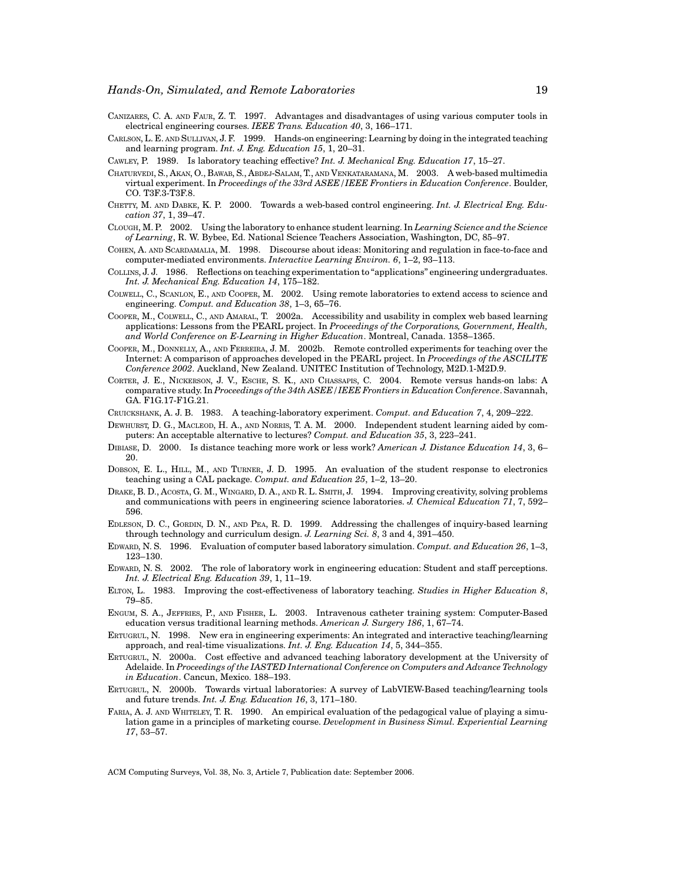Canizares, C. A. and Faur, Z. T. 1997. Advantages and disadvantages of using various computer tools in electrical engineering courses. *IEEE Trans. Education 40*, 3, 166–171.

Carlson, L. E. and Sullivan, J. F. 1999. Hands-on engineering: Learning by doing in the integrated teaching and learning program. *Int. J. Eng. Education 15*, 1, 20–31.

Cawley, P. 1989. Is laboratory teaching effective? *Int. J. Mechanical Eng. Education 17*, 15–27.

Chaturvedi, S., Akan, O., Bawab, S., Abdej-Salam, T., and Venkataramana, M. 2003. A web-based multimedia virtual experiment. In *Proceedings of the 33rd ASEE/IEEE Frontiers in Education Conference*. Boulder, CO. T3F.3-T3F.8.

Chetty, M. and Dabke, K. P. 2000. Towards a web-based control engineering. *Int. J. Electrical Eng. Education 37*, 1, 39–47.

Clough, M. P. 2002. Using the laboratory to enhance student learning. In *Learning Science and the Science of Learning*, R. W. Bybee, Ed. National Science Teachers Association, Washington, DC, 85–97.

Cohen, A. and Scardamalia, M. 1998. Discourse about ideas: Monitoring and regulation in face-to-face and computer-mediated environments. *Interactive Learning Environ. 6*, 1–2, 93–113.

Collins, J. J. 1986. Reflections on teaching experimentation to "applications" engineering undergraduates. *Int. J. Mechanical Eng. Education 14*, 175–182.

Colwell, C., Scanlon, E., and Cooper, M. 2002. Using remote laboratories to extend access to science and engineering. *Comput. and Education 38*, 1–3, 65–76.

Cooper, M., Colwell, C., and Amaral, T. 2002a. Accessibility and usability in complex web based learning applications: Lessons from the PEARL project. In *Proceedings of the Corporations, Government, Health, and World Conference on E-Learning in Higher Education*. Montreal, Canada. 1358–1365.

Cooper, M., Donnelly, A., and Ferreira, J. M. 2002b. Remote controlled experiments for teaching over the Internet: A comparison of approaches developed in the PEARL project. In *Proceedings of the ASCILITE Conference 2002*. Auckland, New Zealand. UNITEC Institution of Technology, M2D.1-M2D.9.

Corter, J. E., Nickerson, J. V., Esche, S. K., and Chassapis, C. 2004. Remote versus hands-on labs: A comparative study. In *Proceedings of the 34th ASEE/IEEE Frontiers in Education Conference*. Savannah, GA. F1G.17-F1G.21.

Cruickshank, A. J. B. 1983. A teaching-laboratory experiment. *Comput. and Education 7*, 4, 209–222.

Dewhurst, D. G., Macleod, H. A., and Norris, T. A. M. 2000. Independent student learning aided by computers: An acceptable alternative to lectures? *Comput. and Education 35*, 3, 223–241.

Dibiase, D. 2000. Is distance teaching more work or less work? *American J. Distance Education 14*, 3, 6–20.

Dobson, E. L., Hill, M., and Turner, J. D. 1995. An evaluation of the student response to electronics teaching using a CAL package. *Comput. and Education 25*, 1–2, 13–20.

Drake, B. D., Acosta, G. M., Wingard, D. A., and R. L. Smith, J. 1994. Improving creativity, solving problems and communications with peers in engineering science laboratories. *J. Chemical Education 71*, 7, 592–596.

Edleson, D. C., Gordin, D. N., and Pea, R. D. 1999. Addressing the challenges of inquiry-based learning through technology and curriculum design. *J. Learning Sci. 8*, 3 and 4, 391–450.

Edward, N. S. 1996. Evaluation of computer based laboratory simulation. *Comput. and Education 26*, 1–3, 123–130.

Edward, N. S. 2002. The role of laboratory work in engineering education: Student and staff perceptions. *Int. J. Electrical Eng. Education 39*, 1, 11–19.

Elton, L. 1983. Improving the cost-effectiveness of laboratory teaching. *Studies in Higher Education 8*, 79–85.

Engum, S. A., Jeffries, P., and Fisher, L. 2003. Intravenous catheter training system: Computer-Based education versus traditional learning methods. *American J. Surgery 186*, 1, 67–74.

Ertugrul, N. 1998. New era in engineering experiments: An integrated and interactive teaching/learning approach, and real-time visualizations. *Int. J. Eng. Education 14*, 5, 344–355.

Ertugrul, N. 2000a. Cost effective and advanced teaching laboratory development at the University of Adelaide. In *Proceedings of the IASTED International Conference on Computers and Advance Technology in Education*. Cancun, Mexico. 188–193.

Ertugrul, N. 2000b. Towards virtual laboratories: A survey of LabVIEW-Based teaching/learning tools and future trends. *Int. J. Eng. Education 16*, 3, 171–180.

Faria, A. J. and Whiteley, T. R. 1990. An empirical evaluation of the pedagogical value of playing a simulation game in a principles of marketing course. *Development in Business Simul. Experiential Learning 17*, 53–57.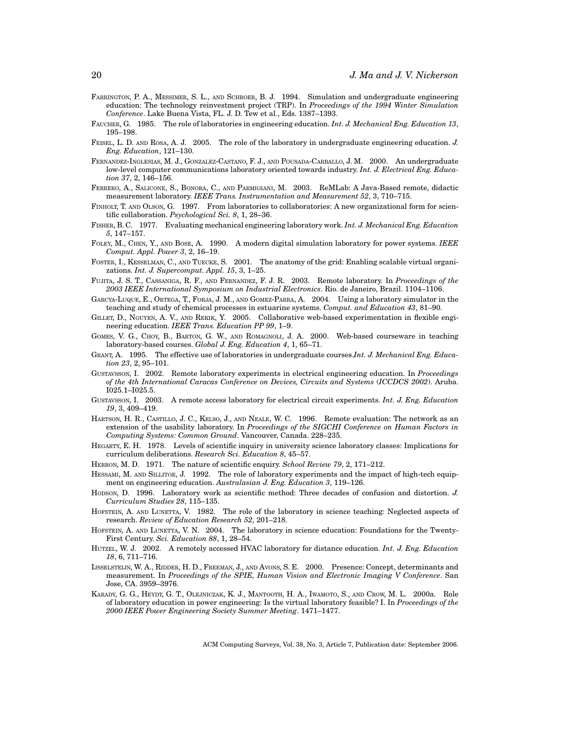FARRINGTON, P. A., MESSIMER, S. L., AND SCHROER, B. J. 1994. Simulation and undergraduate engineering education: The technology reinvestment project (TRP). In *Proceedings of the 1994 Winter Simulation Conference*. Lake Buena Vista, FL. J. D. Tew et al., Eds. 1387–1393.

FAUCHER, G. 1985. The role of laboratories in engineering education. *Int. J. Mechanical Eng. Education 13*, 195–198.

FEISEL, L. D. AND ROSA, A. J. 2005. The role of the laboratory in undergraduate engineering education. *J. Eng. Education*, 121–130.

FERNANDEZ-INGLESIAS, M. J., GONZALEZ-CASTANO, F. J., AND POUSADA-CARBALLO, J. M. 2000. An undergraduate low-level computer communications laboratory oriented towards industry. *Int. J. Electrical Eng. Education 37*, 2, 146–156.

FERRERO, A., SALICONE, S., BONORA, C., AND PARMIGIANI, M. 2003. ReMLab: A Java-Based remote, didactic measurement laboratory. *IEEE Trans. Instrumentation and Measurement 52*, 3, 710–715.

FINHOLT, T. AND OLSON, G. 1997. From laboratories to collaboratories: A new organizational form for scientific collaboration. *Psychological Sci. 8*, 1, 28–36.

FISHER, B. C. 1977. Evaluating mechanical engineering laboratory work. *Int. J. Mechanical Eng. Education 5*, 147–157.

FOLEY, M., CHEN, Y., AND BOSE, A. 1990. A modern digital simulation laboratory for power systems. *IEEE Comput. Appl. Power 3*, 2, 16–19.

FOSTER, I., KESSELMAN, C., AND TUECKE, S. 2001. The anatomy of the grid: Enabling scalable virtual organizations. *Int. J. Supercomput. Appl. 15*, 3, 1–25.

FUJITA, J. S. T., CASSANIGA, R. F., AND FERNANDEZ, F. J. R. 2003. Remote laboratory. In *Proceedings of the 2003 IEEE International Symposium on Industrial Electronics*. Rio. de Janeiro, Brazil. 1104–1106.

GARCYA-LUQUE, E., ORTEGA, T., FORJA, J. M., AND GOMEZ-PARRA, A. 2004. Using a laboratory simulator in the teaching and study of chemical processes in estuarine systems. *Comput. and Education 43*, 81–90.

GILLET, D., NGUYEN, A. V., AND REKIK, Y. 2005. Collaborative web-based experimentation in flexible engineering education. *IEEE Trans. Education PP 99*, 1–9.

GOMES, V. G., CHOY, B., BARTON, G. W., AND ROMAGNOLI, J. A. 2000. Web-based courseware in teaching laboratory-based courses. *Global J. Eng. Education 4*, 1, 65–71.

GRANT, A. 1995. The effective use of laboratories in undergraduate courses.*Int. J. Mechanical Eng. Education 23*, 2, 95–101.

GUSTAVSSON, I. 2002. Remote laboratory experiments in electrical engineering education. In *Proceedings of the 4th International Caracas Conference on Devices, Circuits and Systems* (*ICCDCS 2002*). Aruba. I025.1–I025.5.

GUSTAVSSON, I. 2003. A remote access laboratory for electrical circuit experiments. *Int. J. Eng. Education 19*, 3, 409–419.

HARTSON, H. R., CASTILLO, J. C., KELSO, J., AND NEALE, W. C. 1996. Remote evaluation: The network as an extension of the usability laboratory. In *Proceedings of the SIGCHI Conference on Human Factors in Computing Systems: Common Ground*. Vancouver, Canada. 228–235.

HEGARTY, E. H. 1978. Levels of scientific inquiry in university science laboratory classes: Implications for curriculum deliberations. *Research Sci. Education 8*, 45–57.

HERRON, M. D. 1971. The nature of scientific enquiry. *School Review 79*, 2, 171–212.

HESSAMI, M. AND SILLITOE, J. 1992. The role of laboratory experiments and the impact of high-tech equipment on engineering education. *Australasian J. Eng. Education 3*, 119–126.

HODSON, D. 1996. Laboratory work as scientific method: Three decades of confusion and distortion. *J. Curriculum Studies 28*, 115–135.

HOFSTEIN, A. AND LUNETTA, V. 1982. The role of the laboratory in science teaching: Neglected aspects of research. *Review of Education Research 52*, 201–218.

HOFSTEIN, A. AND LUNETTA, V. N. 2004. The laboratory in science education: Foundations for the Twenty-First Century. *Sci. Education 88*, 1, 28–54.

HUTZEL, W. J. 2002. A remotely accessed HVAC laboratory for distance education. *Int. J. Eng. Education 18*, 6, 711–716.

IJSSELSTEIJN, W. A., RIDDER, H. D., FREEMAN, J., AND AVONS, S. E. 2000. Presence: Concept, determinants and measurement. In *Proceedings of the SPIE, Human Vision and Electronic Imaging V Conference*. San Jose, CA. 3959–3976.

KARADY, G. G., HEYDT, G. T., OLEJNICZAK, K. J., MANTOOTH, H. A., IWAMOTO, S., AND CROW, M. L. 2000a. Role of laboratory education in power engineering: Is the virtual laboratory feasible? I. In *Proceedings of the 2000 IEEE Power Engineering Society Summer Meeting*. 1471–1477.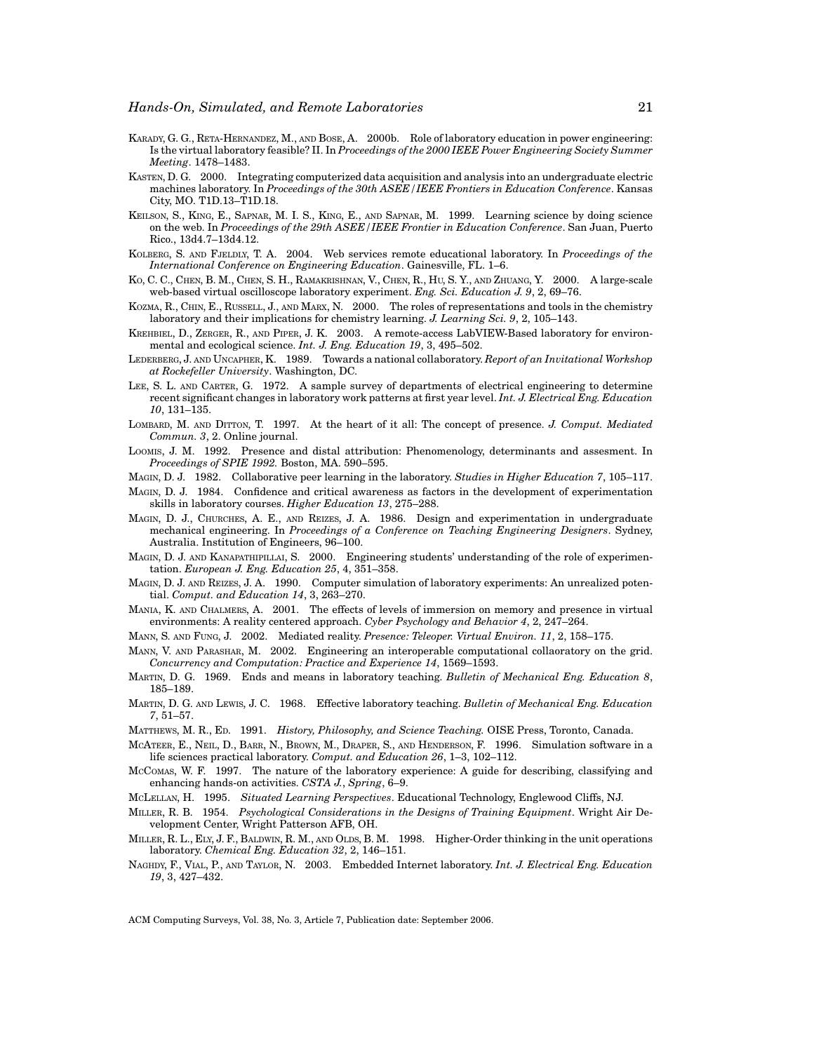KARADY, G. G., RETA-HERNANDEZ, M., AND BOSE, A. 2000b. Role of laboratory education in power engineering: Is the virtual laboratory feasible? II. In *Proceedings of the 2000 IEEE Power Engineering Society Summer Meeting*. 1478–1483.

KASTEN, D. G. 2000. Integrating computerized data acquisition and analysis into an undergraduate electric machines laboratory. In *Proceedings of the 30th ASEE/IEEE Frontiers in Education Conference*. Kansas City, MO. T1D.13–T1D.18.

KEILSON, S., KING, E., SAPNAR, M. I. S., KING, E., AND SAPNAR, M. 1999. Learning science by doing science on the web. In *Proceedings of the 29th ASEE/IEEE Frontier in Education Conference*. San Juan, Puerto Rico., 13d4.7–13d4.12.

KOLBERG, S. AND FJELDLY, T. A. 2004. Web services remote educational laboratory. In *Proceedings of the International Conference on Engineering Education*. Gainesville, FL. 1–6.

KO, C. C., CHEN, B. M., CHEN, S. H., RAMAKRISHNAN, V., CHEN, R., HU, S. Y., AND ZHUANG, Y. 2000. A large-scale web-based virtual oscilloscope laboratory experiment. *Eng. Sci. Education J. 9*, 2, 69–76.

KOZMA, R., CHIN, E., RUSSELL, J., AND MARX, N. 2000. The roles of representations and tools in the chemistry laboratory and their implications for chemistry learning. *J. Learning Sci. 9*, 2, 105–143.

KREHBIEL, D., ZERGER, R., AND PIPER, J. K. 2003. A remote-access LabVIEW-Based laboratory for environmental and ecological science. *Int. J. Eng. Education 19*, 3, 495–502.

LEDERBERG, J. AND UNCAPHER, K. 1989. Towards a national collaboratory. *Report of an Invitational Workshop at Rockefeller University*. Washington, DC.

LEE, S. L. AND CARTER, G. 1972. A sample survey of departments of electrical engineering to determine recent significant changes in laboratory work patterns at first year level. *Int. J. Electrical Eng. Education 10*, 131–135.

LOMBARD, M. AND DITTON, T. 1997. At the heart of it all: The concept of presence. *J. Comput. Mediated Commun. 3*, 2. Online journal.

LOOMIS, J. M. 1992. Presence and distal attribution: Phenomenology, determinants and assesment. In *Proceedings of SPIE 1992.* Boston, MA. 590–595.

MAGIN, D. J. 1982. Collaborative peer learning in the laboratory. *Studies in Higher Education 7*, 105–117.

MAGIN, D. J. 1984. Confidence and critical awareness as factors in the development of experimentation skills in laboratory courses. *Higher Education 13*, 275–288.

MAGIN, D. J., CHURCHES, A. E., AND REIZES, J. A. 1986. Design and experimentation in undergraduate mechanical engineering. In *Proceedings of a Conference on Teaching Engineering Designers*. Sydney, Australia. Institution of Engineers, 96–100.

MAGIN, D. J. AND KANAPATHIPILLAI, S. 2000. Engineering students' understanding of the role of experimentation. *European J. Eng. Education 25*, 4, 351–358.

MAGIN, D. J. AND REIZES, J. A. 1990. Computer simulation of laboratory experiments: An unrealized potential. *Comput. and Education 14*, 3, 263–270.

MANIA, K. AND CHALMERS, A. 2001. The effects of levels of immersion on memory and presence in virtual environments: A reality centered approach. *Cyber Psychology and Behavior 4*, 2, 247–264.

MANN, S. AND FUNG, J. 2002. Mediated reality. *Presence: Teleoper. Virtual Environ. 11*, 2, 158–175.

MANN, V. AND PARASHAR, M. 2002. Engineering an interoperable computational collaoratory on the grid. *Concurrency and Computation: Practice and Experience 14*, 1569–1593.

MARTIN, D. G. 1969. Ends and means in laboratory teaching. *Bulletin of Mechanical Eng. Education 8*, 185–189.

MARTIN, D. G. AND LEWIS, J. C. 1968. Effective laboratory teaching. *Bulletin of Mechanical Eng. Education 7*, 51–57.

MATTHEWS, M. R., ED. 1991. *History, Philosophy, and Science Teaching.* OISE Press, Toronto, Canada.

MCATEER, E., NEIL, D., BARR, N., BROWN, M., DRAPER, S., AND HENDERSON, F. 1996. Simulation software in a life sciences practical laboratory. *Comput. and Education 26*, 1–3, 102–112.

MCCOMAS, W. F. 1997. The nature of the laboratory experience: A guide for describing, classifying and enhancing hands-on activities. *CSTA J., Spring*, 6–9.

MCLELLAN, H. 1995. *Situated Learning Perspectives*. Educational Technology, Englewood Cliffs, NJ.

MILLER, R. B. 1954. *Psychological Considerations in the Designs of Training Equipment*. Wright Air Development Center, Wright Patterson AFB, OH.

MILLER, R. L., ELY, J. F., BALDWIN, R. M., AND OLDS, B. M. 1998. Higher-Order thinking in the unit operations laboratory. *Chemical Eng. Education 32*, 2, 146–151.

NAGHDY, F., VIAL, P., AND TAYLOR, N. 2003. Embedded Internet laboratory. *Int. J. Electrical Eng. Education 19*, 3, 427–432.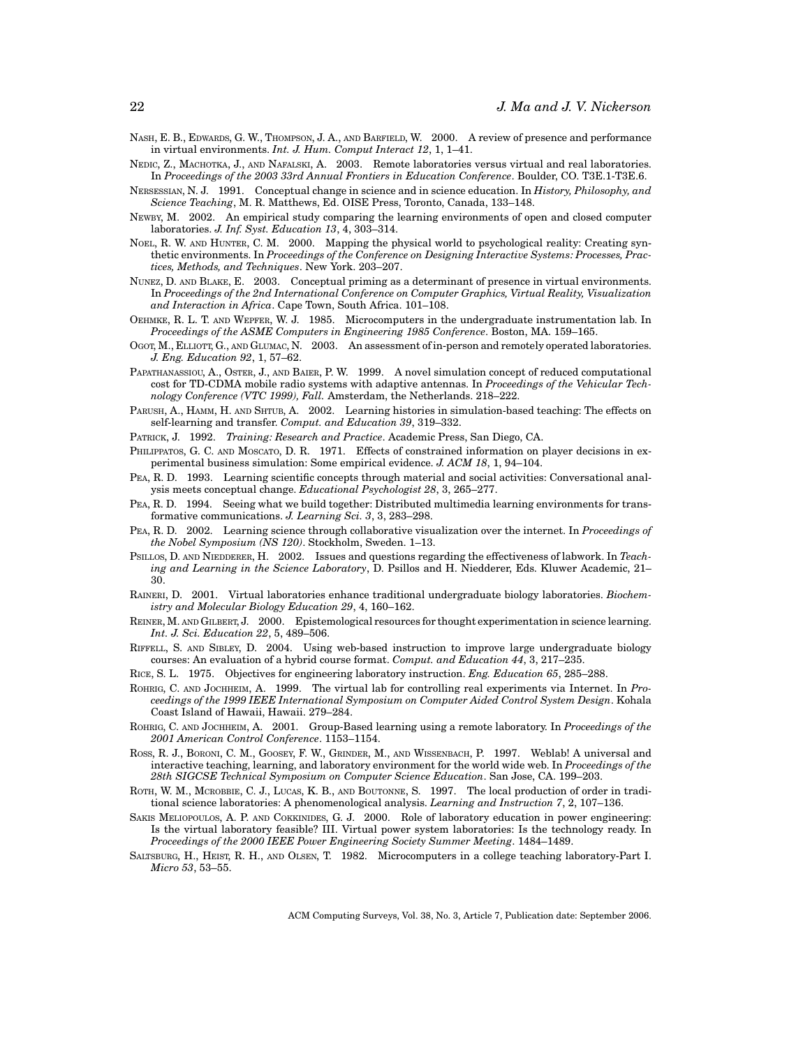NASH, E. B., EDWARDS, G. W., THOMPSON, J. A., AND BARFIELD, W. 2000. A review of presence and performance in virtual environments. *Int. J. Hum. Comput Interact 12*, 1, 1–41.

NEDIC, Z., MACHOTKA, J., AND NAFALSKI, A. 2003. Remote laboratories versus virtual and real laboratories. In *Proceedings of the 2003 33rd Annual Frontiers in Education Conference*. Boulder, CO. T3E.1-T3E.6.

NERSESSIAN, N. J. 1991. Conceptual change in science and in science education. In *History, Philosophy, and Science Teaching*, M. R. Matthews, Ed. OISE Press, Toronto, Canada, 133–148.

NEWBY, M. 2002. An empirical study comparing the learning environments of open and closed computer laboratories. *J. Inf. Syst. Education 13*, 4, 303–314.

NOEL, R. W. AND HUNTER, C. M. 2000. Mapping the physical world to psychological reality: Creating synthetic environments. In *Proceedings of the Conference on Designing Interactive Systems: Processes, Practices, Methods, and Techniques*. New York. 203–207.

NUNEZ, D. AND BLAKE, E. 2003. Conceptual priming as a determinant of presence in virtual environments. In *Proceedings of the 2nd International Conference on Computer Graphics, Virtual Reality, Visualization and Interaction in Africa*. Cape Town, South Africa. 101–108.

OEHMKE, R. L. T. AND WEPFER, W. J. 1985. Microcomputers in the undergraduate instrumentation lab. In *Proceedings of the ASME Computers in Engineering 1985 Conference*. Boston, MA. 159–165.

OGOT, M., ELLIOTT, G., AND GLUMAC, N. 2003. An assessment of in-person and remotely operated laboratories. *J. Eng. Education 92*, 1, 57–62.

PAPATHANASSIOU, A., OSTER, J., AND BAIER, P. W. 1999. A novel simulation concept of reduced computational cost for TD-CDMA mobile radio systems with adaptive antennas. In *Proceedings of the Vehicular Technology Conference (VTC 1999), Fall.* Amsterdam, the Netherlands. 218–222.

PARUSH, A., HAMM, H. AND SHTUB, A. 2002. Learning histories in simulation-based teaching: The effects on self-learning and transfer. *Comput. and Education 39*, 319–332.

PATRICK, J. 1992. *Training: Research and Practice*. Academic Press, San Diego, CA.

PHILIPPATOS, G. C. AND MOSCATO, D. R. 1971. Effects of constrained information on player decisions in experimental business simulation: Some empirical evidence. *J. ACM 18*, 1, 94–104.

PEA, R. D. 1993. Learning scientific concepts through material and social activities: Conversational analysis meets conceptual change. *Educational Psychologist 28*, 3, 265–277.

PEA, R. D. 1994. Seeing what we build together: Distributed multimedia learning environments for transformative communications. *J. Learning Sci. 3*, 3, 283–298.

PEA, R. D. 2002. Learning science through collaborative visualization over the internet. In *Proceedings of the Nobel Symposium (NS 120)*. Stockholm, Sweden. 1–13.

PSILLOS, D. AND NIEDDERER, H. 2002. Issues and questions regarding the effectiveness of labwork. In *Teaching and Learning in the Science Laboratory*, D. Psillos and H. Niedderer, Eds. Kluwer Academic, 21–30.

RAINERI, D. 2001. Virtual laboratories enhance traditional undergraduate biology laboratories. *Biochemistry and Molecular Biology Education 29*, 4, 160–162.

REINER, M. AND GILBERT, J. 2000. Epistemological resources for thought experimentation in science learning. *Int. J. Sci. Education 22*, 5, 489–506.

RIFFELL, S. AND SIBLEY, D. 2004. Using web-based instruction to improve large undergraduate biology courses: An evaluation of a hybrid course format. *Comput. and Education 44*, 3, 217–235.

RICE, S. L. 1975. Objectives for engineering laboratory instruction. *Eng. Education 65*, 285–288.

ROHRIG, C. AND JOCHHEIM, A. 1999. The virtual lab for controlling real experiments via Internet. In *Proceedings of the 1999 IEEE International Symposium on Computer Aided Control System Design*. Kohala Coast Island of Hawaii, Hawaii. 279–284.

ROHRIG, C. AND JOCHHEIM, A. 2001. Group-Based learning using a remote laboratory. In *Proceedings of the 2001 American Control Conference*. 1153–1154.

ROSS, R. J., BORONI, C. M., GOOSEY, F. W., GRINDER, M., AND WISSENBACH, P. 1997. Weblab! A universal and interactive teaching, learning, and laboratory environment for the world wide web. In *Proceedings of the 28th SIGCSE Technical Symposium on Computer Science Education*. San Jose, CA. 199–203.

ROTH, W. M., MCROBBIE, C. J., LUCAS, K. B., AND BOUTONNE, S. 1997. The local production of order in traditional science laboratories: A phenomenological analysis. *Learning and Instruction* 7, 2, 107–136.

SAKIS MELIOPOULOS, A. P. AND COKKINIDES, G. J. 2000. Role of laboratory education in power engineering: Is the virtual laboratory feasible? III. Virtual power system laboratories: Is the technology ready. In *Proceedings of the 2000 IEEE Power Engineering Society Summer Meeting*. 1484–1489.

SALTSBURG, H., HEIST, R. H., AND OLSEN, T. 1982. Microcomputers in a college teaching laboratory-Part I. *Micro 53*, 53–55.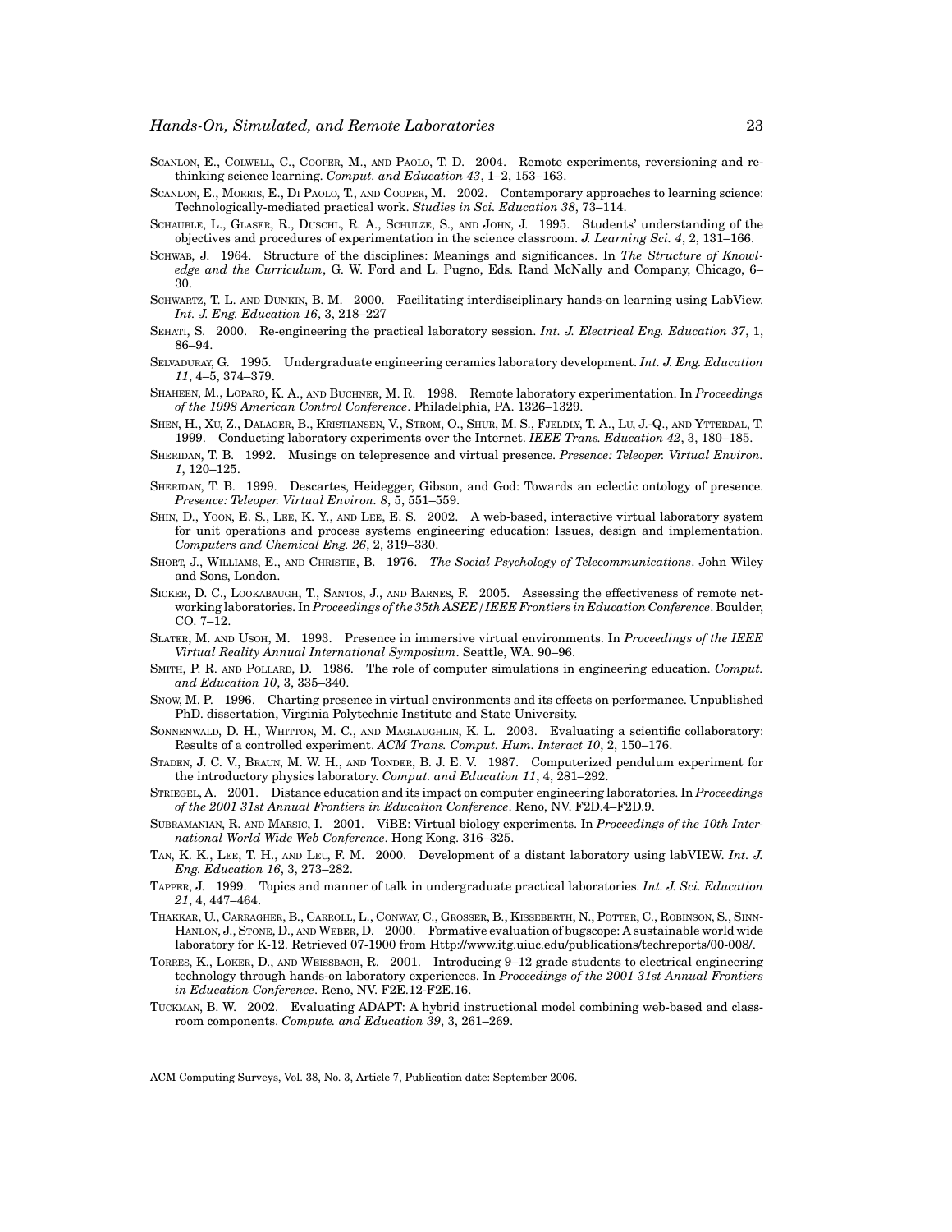Scanlon, E., Colwell, C., Cooper, M., and Paolo, T. D. 2004. Remote experiments, reversioning and rethinking science learning. *Comput. and Education 43*, 1–2, 153–163.

Scanlon, E., Morris, E., Di Paolo, T., and Cooper, M. 2002. Contemporary approaches to learning science: Technologically-mediated practical work. *Studies in Sci. Education 38*, 73–114.

Schauble, L., Glaser, R., Duschl, R. A., Schulze, S., and John, J. 1995. Students' understanding of the objectives and procedures of experimentation in the science classroom. *J. Learning Sci. 4*, 2, 131–166.

Schwab, J. 1964. Structure of the disciplines: Meanings and significances. In *The Structure of Knowledge and the Curriculum*, G. W. Ford and L. Pugno, Eds. Rand McNally and Company, Chicago, 6–30.

Schwartz, T. L. and Dunkin, B. M. 2000. Facilitating interdisciplinary hands-on learning using LabView. *Int. J. Eng. Education 16*, 3, 218–227

Sehati, S. 2000. Re-engineering the practical laboratory session. *Int. J. Electrical Eng. Education 37*, 1, 86–94.

Selvaduray, G. 1995. Undergraduate engineering ceramics laboratory development. *Int. J. Eng. Education 11*, 4–5, 374–379.

Shaheen, M., Loparo, K. A., and Buchner, M. R. 1998. Remote laboratory experimentation. In *Proceedings of the 1998 American Control Conference*. Philadelphia, PA. 1326–1329.

Shen, H., Xu, Z., Dalager, B., Kristiansen, V., Strom, O., Shur, M. S., Fjeldly, T. A., Lu, J.-Q., and Ytterdal, T. 1999. Conducting laboratory experiments over the Internet. *IEEE Trans. Education 42*, 3, 180–185.

Sheridan, T. B. 1992. Musings on telepresence and virtual presence. *Presence: Teleoper. Virtual Environ. 1*, 120–125.

Sheridan, T. B. 1999. Descartes, Heidegger, Gibson, and God: Towards an eclectic ontology of presence. *Presence: Teleoper. Virtual Environ. 8*, 5, 551–559.

Shin, D., Yoon, E. S., Lee, K. Y., and Lee, E. S. 2002. A web-based, interactive virtual laboratory system for unit operations and process systems engineering education: Issues, design and implementation. *Computers and Chemical Eng. 26*, 2, 319–330.

Short, J., Williams, E., and Christie, B. 1976. *The Social Psychology of Telecommunications*. John Wiley and Sons, London.

Sicker, D. C., Lookabaugh, T., Santos, J., and Barnes, F. 2005. Assessing the effectiveness of remote networking laboratories. In *Proceedings of the 35th ASEE/IEEE Frontiers in Education Conference*. Boulder, CO. 7–12.

Slater, M. and Usoh, M. 1993. Presence in immersive virtual environments. In *Proceedings of the IEEE Virtual Reality Annual International Symposium*. Seattle, WA. 90–96.

Smith, P. R. and Pollard, D. 1986. The role of computer simulations in engineering education. *Comput. and Education 10*, 3, 335–340.

Snow, M. P. 1996. Charting presence in virtual environments and its effects on performance. Unpublished PhD. dissertation, Virginia Polytechnic Institute and State University.

Sonnenwald, D. H., Whitton, M. C., and Maglaughlin, K. L. 2003. Evaluating a scientific collaboratory: Results of a controlled experiment. *ACM Trans. Comput. Hum. Interact 10*, 2, 150–176.

Staden, J. C. V., Braun, M. W. H., and Tonder, B. J. E. V. 1987. Computerized pendulum experiment for the introductory physics laboratory. *Comput. and Education 11*, 4, 281–292.

Striegel, A. 2001. Distance education and its impact on computer engineering laboratories. In *Proceedings of the 2001 31st Annual Frontiers in Education Conference*. Reno, NV. F2D.4–F2D.9.

Subramanian, R. and Marsic, I. 2001. ViBE: Virtual biology experiments. In *Proceedings of the 10th International World Wide Web Conference*. Hong Kong. 316–325.

Tan, K. K., Lee, T. H., and Leu, F. M. 2000. Development of a distant laboratory using labVIEW. *Int. J. Eng. Education 16*, 3, 273–282.

Tapper, J. 1999. Topics and manner of talk in undergraduate practical laboratories. *Int. J. Sci. Education 21*, 4, 447–464.

Thakkar, U., Carragher, B., Carroll, L., Conway, C., Grosser, B., Kisseberth, N., Potter, C., Robinson, S., Sinn-Hanlon, J., Stone, D., and Weber, D. 2000. Formative evaluation of bugscope: A sustainable world wide laboratory for K-12. Retrieved 07-1900 from Http://www.itg.uiuc.edu/publications/techreports/00-008/.

Torres, K., Loker, D., and Weissbach, R. 2001. Introducing 9–12 grade students to electrical engineering technology through hands-on laboratory experiences. In *Proceedings of the 2001 31st Annual Frontiers in Education Conference*. Reno, NV. F2E.12-F2E.16.

Tuckman, B. W. 2002. Evaluating ADAPT: A hybrid instructional model combining web-based and classroom components. *Compute. and Education 39*, 3, 261–269.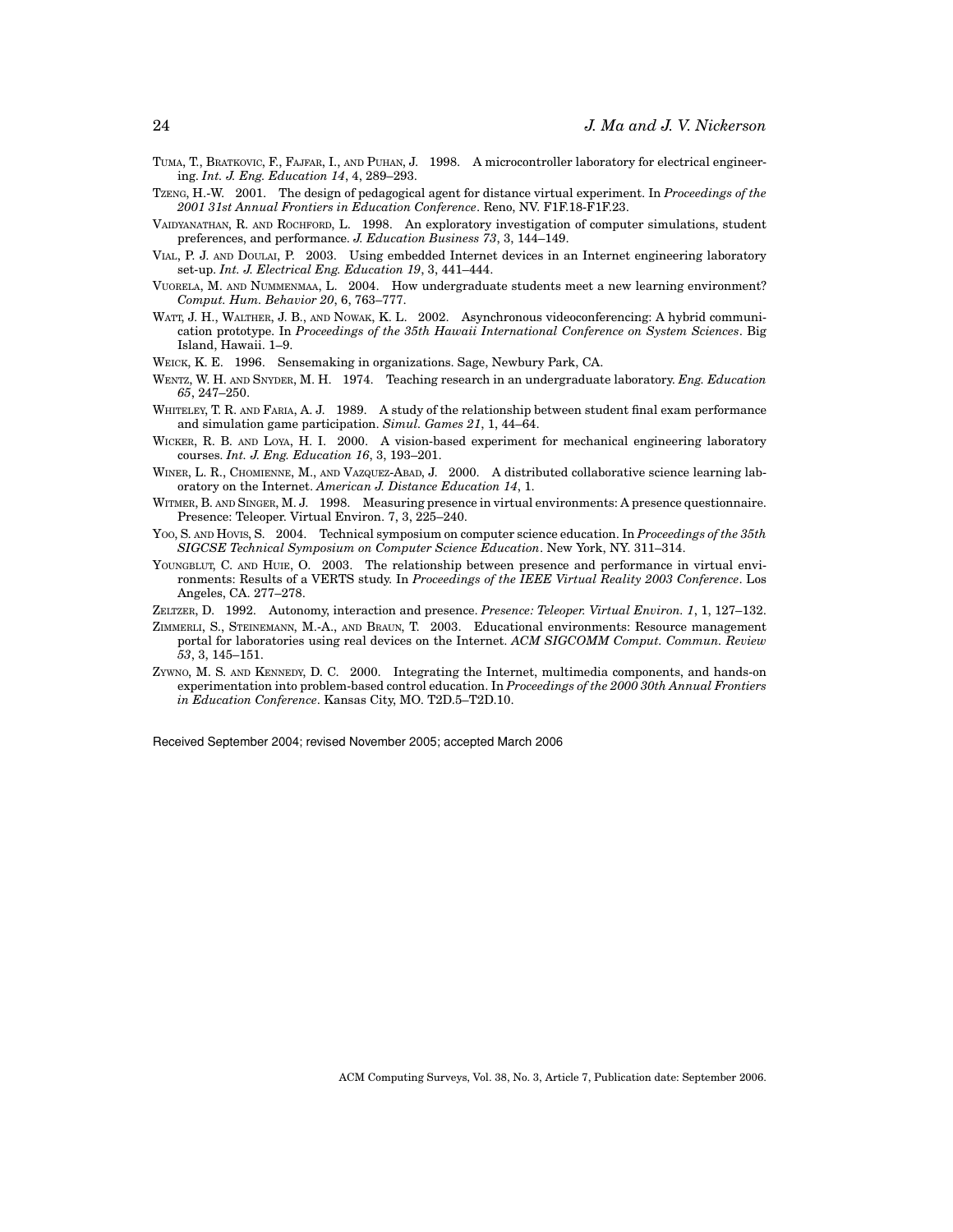TUMA, T., BRATKOVIC, F., FAJFAR, I., AND PUHAN, J. 1998. A microcontroller laboratory for electrical engineering. *Int. J. Eng. Education 14*, 4, 289–293.

TZENG, H.-W. 2001. The design of pedagogical agent for distance virtual experiment. In *Proceedings of the 2001 31st Annual Frontiers in Education Conference*. Reno, NV. F1F.18-F1F.23.

VAIDYANATHAN, R. AND ROCHFORD, L. 1998. An exploratory investigation of computer simulations, student preferences, and performance. *J. Education Business 73*, 3, 144–149.

VIAL, P. J. AND DOULAI, P. 2003. Using embedded Internet devices in an Internet engineering laboratory set-up. *Int. J. Electrical Eng. Education 19*, 3, 441–444.

VUORELA, M. AND NUMMENMAA, L. 2004. How undergraduate students meet a new learning environment? *Comput. Hum. Behavior 20*, 6, 763–777.

WATT, J. H., WALTHER, J. B., AND NOWAK, K. L. 2002. Asynchronous videoconferencing: A hybrid communication prototype. In *Proceedings of the 35th Hawaii International Conference on System Sciences*. Big Island, Hawaii. 1–9.

WEICK, K. E. 1996. Sensemaking in organizations. Sage, Newbury Park, CA.

WENTZ, W. H. AND SNYDER, M. H. 1974. Teaching research in an undergraduate laboratory. *Eng. Education 65*, 247–250.

WHITELEY, T. R. AND FARIA, A. J. 1989. A study of the relationship between student final exam performance and simulation game participation. *Simul. Games 21*, 1, 44–64.

WICKER, R. B. AND LOYA, H. I. 2000. A vision-based experiment for mechanical engineering laboratory courses. *Int. J. Eng. Education 16*, 3, 193–201.

WINER, L. R., CHOMIENNE, M., AND VAZQUEZ-ABAD, J. 2000. A distributed collaborative science learning laboratory on the Internet. *American J. Distance Education 14*, 1.

WITMER, B. AND SINGER, M. J. 1998. Measuring presence in virtual environments: A presence questionnaire. Presence: Teleoper. Virtual Environ. 7, 3, 225–240.

YOO, S. AND HOVIS, S. 2004. Technical symposium on computer science education. In *Proceedings of the 35th SIGCSE Technical Symposium on Computer Science Education*. New York, NY. 311–314.

YOUNGBLUT, C. AND HUIE, O. 2003. The relationship between presence and performance in virtual environments: Results of a VERTS study. In *Proceedings of the IEEE Virtual Reality 2003 Conference*. Los Angeles, CA. 277–278.

ZELTZER, D. 1992. Autonomy, interaction and presence. *Presence: Teleoper. Virtual Environ. 1*, 1, 127–132.

ZIMMERLI, S., STEINEMANN, M.-A., AND BRAUN, T. 2003. Educational environments: Resource management portal for laboratories using real devices on the Internet. *ACM SIGCOMM Comput. Commun. Review 53*, 3, 145–151.

ZYWNO, M. S. AND KENNEDY, D. C. 2000. Integrating the Internet, multimedia components, and hands-on experimentation into problem-based control education. In *Proceedings of the 2000 30th Annual Frontiers in Education Conference*. Kansas City, MO. T2D.5–T2D.10.

Received September 2004; revised November 2005; accepted March 2006